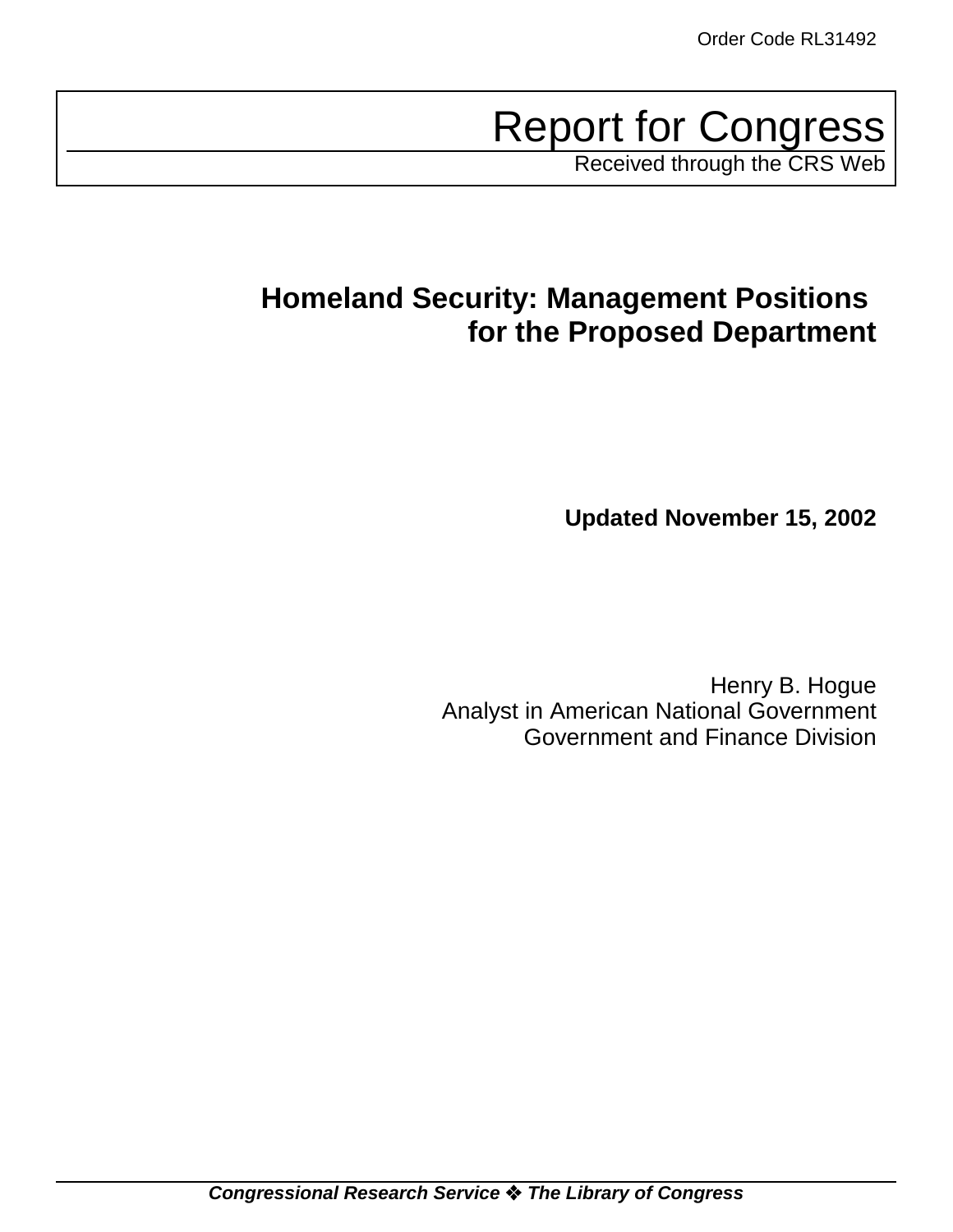Order Code RL31492

# Report for Congress

Received through the CRS Web

## Homeland Security: Management Positions for the Proposed Department

**Updated November 15, 2002**

Henry B. Hogue
Analyst in American National Government
Government and Finance Division

***Congressional Research Service ❖ The Library of Congress***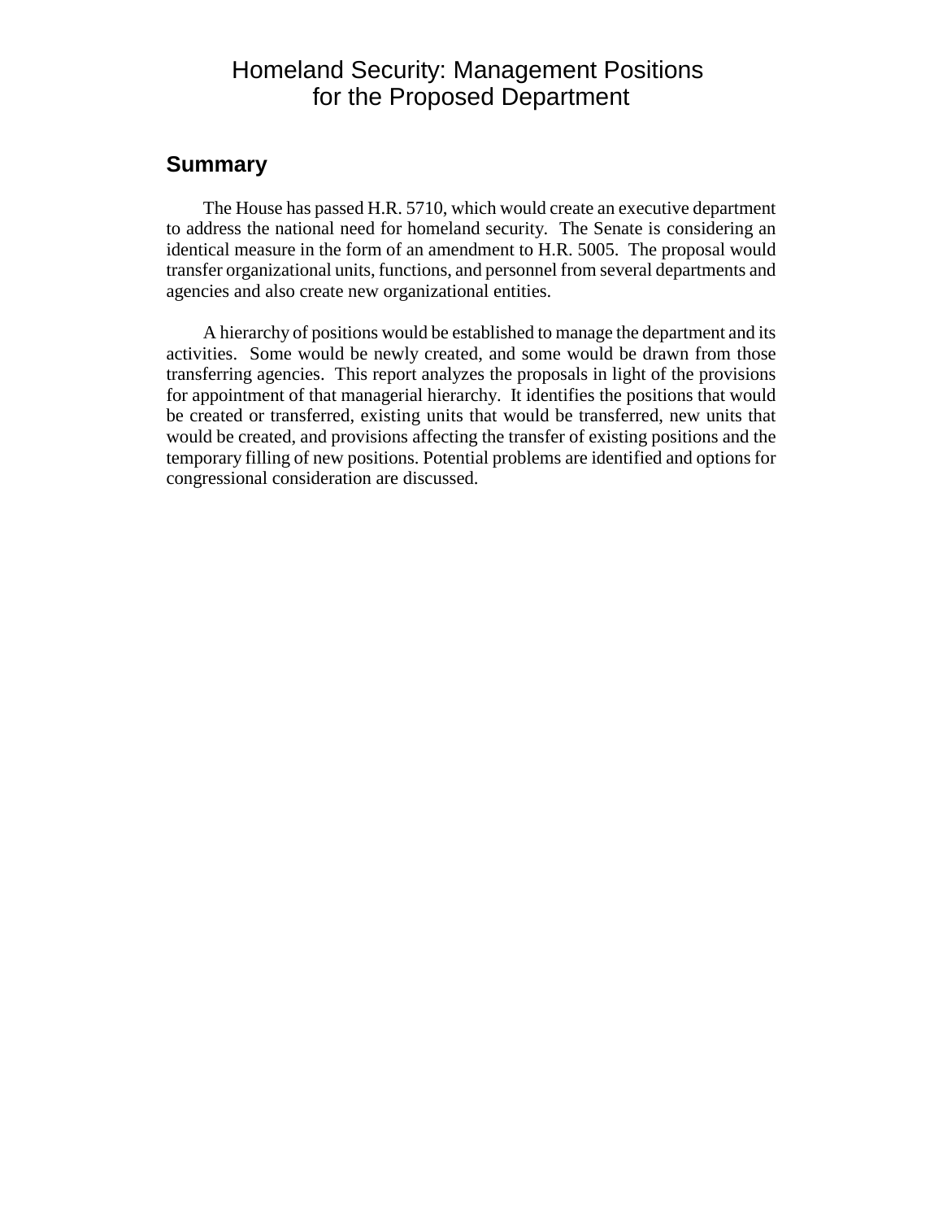# Homeland Security: Management Positions for the Proposed Department

## Summary

The House has passed H.R. 5710, which would create an executive department to address the national need for homeland security. The Senate is considering an identical measure in the form of an amendment to H.R. 5005. The proposal would transfer organizational units, functions, and personnel from several departments and agencies and also create new organizational entities.

A hierarchy of positions would be established to manage the department and its activities. Some would be newly created, and some would be drawn from those transferring agencies. This report analyzes the proposals in light of the provisions for appointment of that managerial hierarchy. It identifies the positions that would be created or transferred, existing units that would be transferred, new units that would be created, and provisions affecting the transfer of existing positions and the temporary filling of new positions. Potential problems are identified and options for congressional consideration are discussed.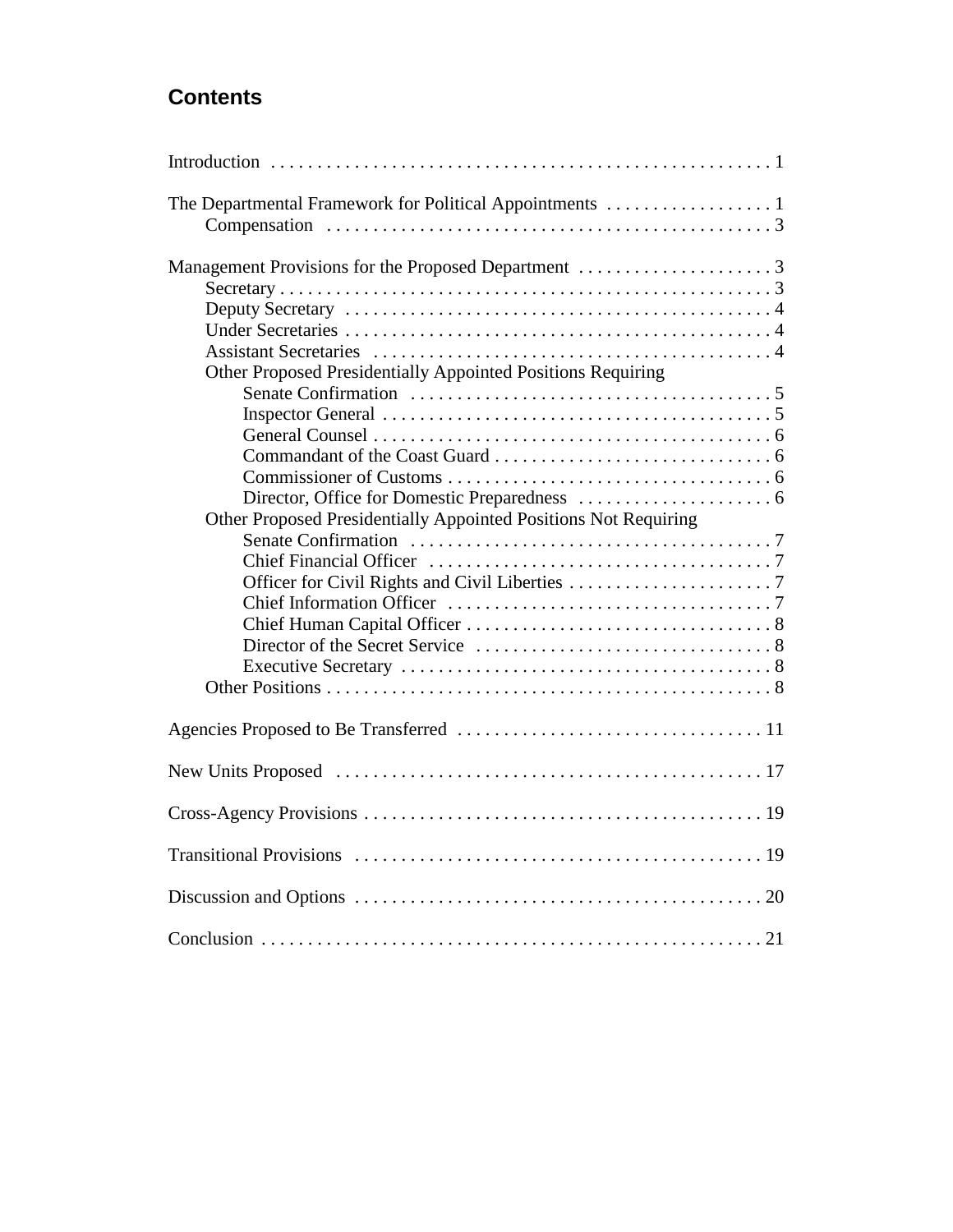## Contents

Introduction . . . . . . . . . . . . . . . . . . . . . . . . . . . . . . . . . . . . . . . . . . . . . . . . . . . . . 1

The Departmental Framework for Political Appointments . . . . . . . . . . . . . . . . . . 1
- Compensation . . . . . . . . . . . . . . . . . . . . . . . . . . . . . . . . . . . . . . . . . . . . . . . . 3

Management Provisions for the Proposed Department . . . . . . . . . . . . . . . . . . . . . 3
- Secretary . . . . . . . . . . . . . . . . . . . . . . . . . . . . . . . . . . . . . . . . . . . . . . . . . . . . . 3
- Deputy Secretary . . . . . . . . . . . . . . . . . . . . . . . . . . . . . . . . . . . . . . . . . . . . . . 4
- Under Secretaries . . . . . . . . . . . . . . . . . . . . . . . . . . . . . . . . . . . . . . . . . . . . . . 4
- Assistant Secretaries . . . . . . . . . . . . . . . . . . . . . . . . . . . . . . . . . . . . . . . . . . . 4
- Other Proposed Presidentially Appointed Positions Requiring Senate Confirmation . . . . . . . . . . . . . . . . . . . . . . . . . . . . . . . . . . . . . . 5
  - Inspector General . . . . . . . . . . . . . . . . . . . . . . . . . . . . . . . . . . . . . . . . . . 5
  - General Counsel . . . . . . . . . . . . . . . . . . . . . . . . . . . . . . . . . . . . . . . . . . . 6
  - Commandant of the Coast Guard . . . . . . . . . . . . . . . . . . . . . . . . . . . . . . 6
  - Commissioner of Customs . . . . . . . . . . . . . . . . . . . . . . . . . . . . . . . . . . . 6
  - Director, Office for Domestic Preparedness . . . . . . . . . . . . . . . . . . . . . 6
- Other Proposed Presidentially Appointed Positions Not Requiring Senate Confirmation . . . . . . . . . . . . . . . . . . . . . . . . . . . . . . . . . . . . . . . 7
  - Chief Financial Officer . . . . . . . . . . . . . . . . . . . . . . . . . . . . . . . . . . . . . 7
  - Officer for Civil Rights and Civil Liberties . . . . . . . . . . . . . . . . . . . . . . 7
  - Chief Information Officer . . . . . . . . . . . . . . . . . . . . . . . . . . . . . . . . . . . 7
  - Chief Human Capital Officer . . . . . . . . . . . . . . . . . . . . . . . . . . . . . . . . . 8
  - Director of the Secret Service . . . . . . . . . . . . . . . . . . . . . . . . . . . . . . . . 8
  - Executive Secretary . . . . . . . . . . . . . . . . . . . . . . . . . . . . . . . . . . . . . . . . 8
- Other Positions . . . . . . . . . . . . . . . . . . . . . . . . . . . . . . . . . . . . . . . . . . . . . . . . 8

Agencies Proposed to Be Transferred . . . . . . . . . . . . . . . . . . . . . . . . . . . . . . . . . 11

New Units Proposed . . . . . . . . . . . . . . . . . . . . . . . . . . . . . . . . . . . . . . . . . . . . . . 17

Cross-Agency Provisions . . . . . . . . . . . . . . . . . . . . . . . . . . . . . . . . . . . . . . . . . . . 19

Transitional Provisions . . . . . . . . . . . . . . . . . . . . . . . . . . . . . . . . . . . . . . . . . . . . 19

Discussion and Options . . . . . . . . . . . . . . . . . . . . . . . . . . . . . . . . . . . . . . . . . . . . 20

Conclusion . . . . . . . . . . . . . . . . . . . . . . . . . . . . . . . . . . . . . . . . . . . . . . . . . . . . . 21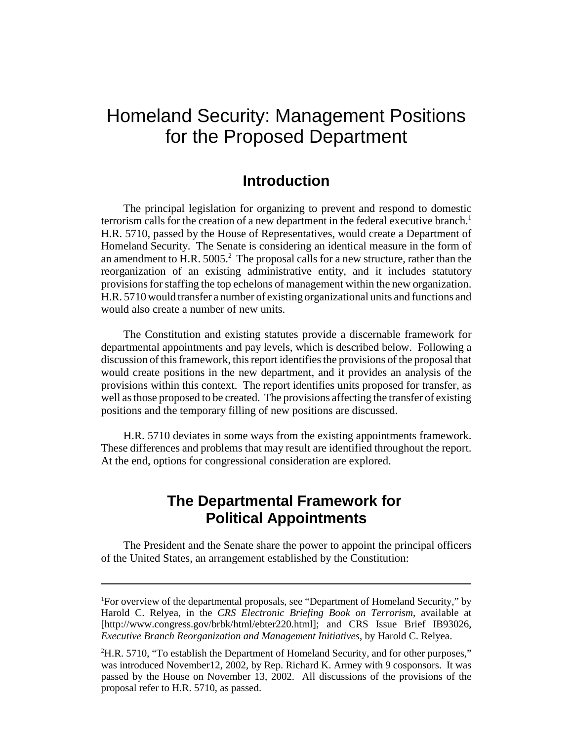# Homeland Security: Management Positions for the Proposed Department

## Introduction

The principal legislation for organizing to prevent and respond to domestic terrorism calls for the creation of a new department in the federal executive branch.[1] H.R. 5710, passed by the House of Representatives, would create a Department of Homeland Security. The Senate is considering an identical measure in the form of an amendment to H.R. 5005.[2] The proposal calls for a new structure, rather than the reorganization of an existing administrative entity, and it includes statutory provisions for staffing the top echelons of management within the new organization. H.R. 5710 would transfer a number of existing organizational units and functions and would also create a number of new units.

The Constitution and existing statutes provide a discernable framework for departmental appointments and pay levels, which is described below. Following a discussion of this framework, this report identifies the provisions of the proposal that would create positions in the new department, and it provides an analysis of the provisions within this context. The report identifies units proposed for transfer, as well as those proposed to be created. The provisions affecting the transfer of existing positions and the temporary filling of new positions are discussed.

H.R. 5710 deviates in some ways from the existing appointments framework. These differences and problems that may result are identified throughout the report. At the end, options for congressional consideration are explored.

## The Departmental Framework for Political Appointments

The President and the Senate share the power to appoint the principal officers of the United States, an arrangement established by the Constitution:

---

[1] For overview of the departmental proposals, see "Department of Homeland Security," by Harold C. Relyea, in the *CRS Electronic Briefing Book on Terrorism*, available at [http://www.congress.gov/brbk/html/ebter220.html]; and CRS Issue Brief IB93026, *Executive Branch Reorganization and Management Initiatives*, by Harold C. Relyea.

[2] H.R. 5710, "To establish the Department of Homeland Security, and for other purposes," was introduced November12, 2002, by Rep. Richard K. Armey with 9 cosponsors. It was passed by the House on November 13, 2002. All discussions of the provisions of the proposal refer to H.R. 5710, as passed.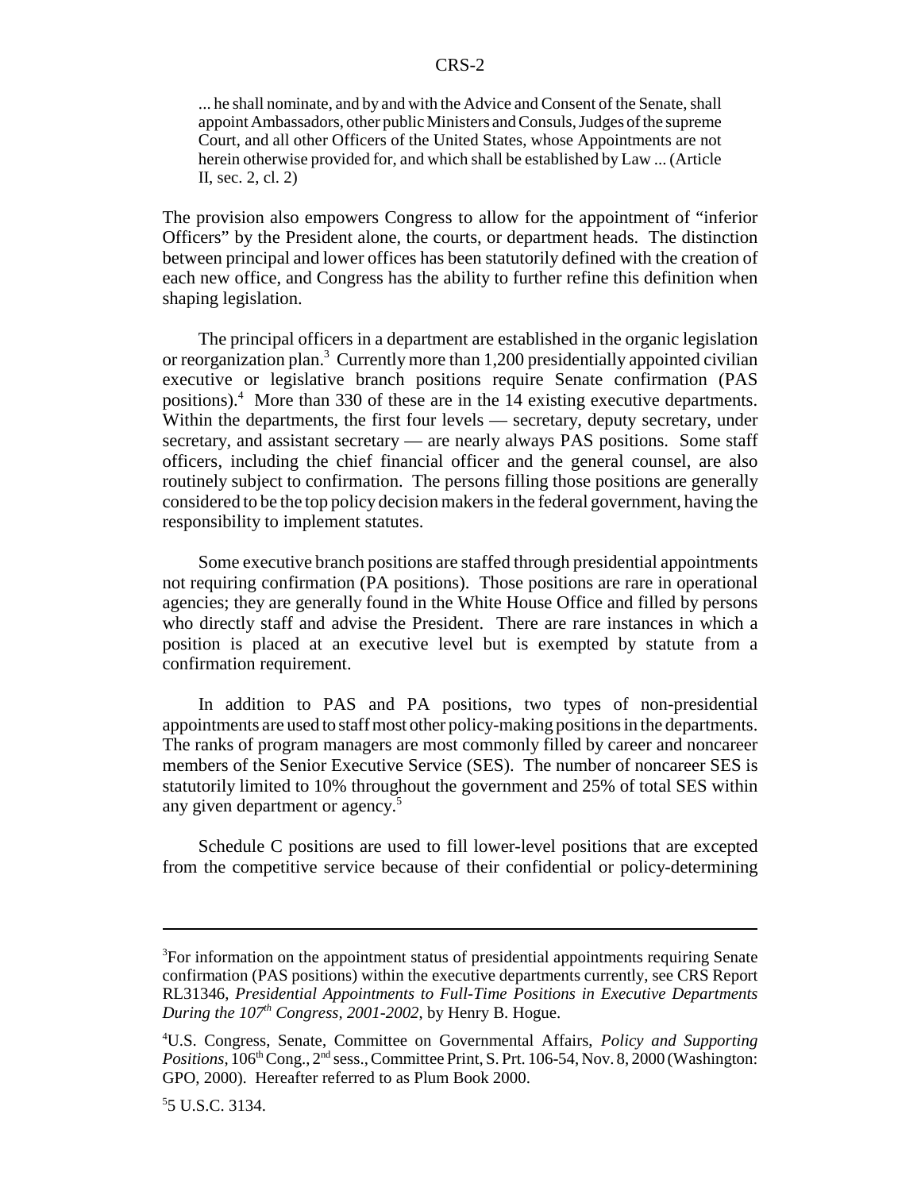> ... he shall nominate, and by and with the Advice and Consent of the Senate, shall appoint Ambassadors, other public Ministers and Consuls, Judges of the supreme Court, and all other Officers of the United States, whose Appointments are not herein otherwise provided for, and which shall be established by Law ... (Article II, sec. 2, cl. 2)

The provision also empowers Congress to allow for the appointment of "inferior Officers" by the President alone, the courts, or department heads. The distinction between principal and lower offices has been statutorily defined with the creation of each new office, and Congress has the ability to further refine this definition when shaping legislation.

The principal officers in a department are established in the organic legislation or reorganization plan.[3] Currently more than 1,200 presidentially appointed civilian executive or legislative branch positions require Senate confirmation (PAS positions).[4] More than 330 of these are in the 14 existing executive departments. Within the departments, the first four levels — secretary, deputy secretary, under secretary, and assistant secretary — are nearly always PAS positions. Some staff officers, including the chief financial officer and the general counsel, are also routinely subject to confirmation. The persons filling those positions are generally considered to be the top policy decision makers in the federal government, having the responsibility to implement statutes.

Some executive branch positions are staffed through presidential appointments not requiring confirmation (PA positions). Those positions are rare in operational agencies; they are generally found in the White House Office and filled by persons who directly staff and advise the President. There are rare instances in which a position is placed at an executive level but is exempted by statute from a confirmation requirement.

In addition to PAS and PA positions, two types of non-presidential appointments are used to staff most other policy-making positions in the departments. The ranks of program managers are most commonly filled by career and noncareer members of the Senior Executive Service (SES). The number of noncareer SES is statutorily limited to 10% throughout the government and 25% of total SES within any given department or agency.[5]

Schedule C positions are used to fill lower-level positions that are excepted from the competitive service because of their confidential or policy-determining

---

[3] For information on the appointment status of presidential appointments requiring Senate confirmation (PAS positions) within the executive departments currently, see CRS Report RL31346, *Presidential Appointments to Full-Time Positions in Executive Departments During the 107th Congress, 2001-2002*, by Henry B. Hogue.

[4] U.S. Congress, Senate, Committee on Governmental Affairs, *Policy and Supporting Positions*, 106th Cong., 2nd sess., Committee Print, S. Prt. 106-54, Nov. 8, 2000 (Washington: GPO, 2000). Hereafter referred to as Plum Book 2000.

[5] 5 U.S.C. 3134.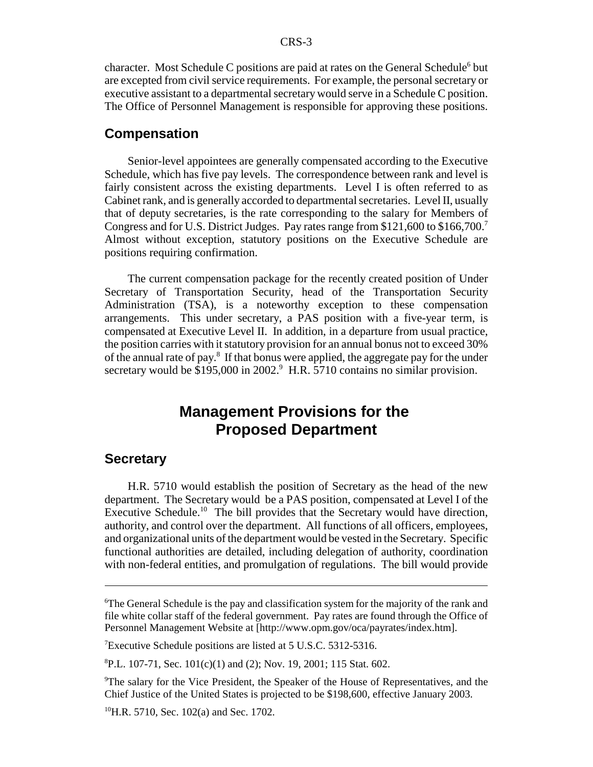character. Most Schedule C positions are paid at rates on the General Schedule[6] but are excepted from civil service requirements. For example, the personal secretary or executive assistant to a departmental secretary would serve in a Schedule C position. The Office of Personnel Management is responsible for approving these positions.

## Compensation

Senior-level appointees are generally compensated according to the Executive Schedule, which has five pay levels. The correspondence between rank and level is fairly consistent across the existing departments. Level I is often referred to as Cabinet rank, and is generally accorded to departmental secretaries. Level II, usually that of deputy secretaries, is the rate corresponding to the salary for Members of Congress and for U.S. District Judges. Pay rates range from $121,600 to $166,700.[7] Almost without exception, statutory positions on the Executive Schedule are positions requiring confirmation.

The current compensation package for the recently created position of Under Secretary of Transportation Security, head of the Transportation Security Administration (TSA), is a noteworthy exception to these compensation arrangements. This under secretary, a PAS position with a five-year term, is compensated at Executive Level II. In addition, in a departure from usual practice, the position carries with it statutory provision for an annual bonus not to exceed 30% of the annual rate of pay.[8] If that bonus were applied, the aggregate pay for the under secretary would be $195,000 in 2002.[9] H.R. 5710 contains no similar provision.

# Management Provisions for the Proposed Department

## Secretary

H.R. 5710 would establish the position of Secretary as the head of the new department. The Secretary would be a PAS position, compensated at Level I of the Executive Schedule.[10] The bill provides that the Secretary would have direction, authority, and control over the department. All functions of all officers, employees, and organizational units of the department would be vested in the Secretary. Specific functional authorities are detailed, including delegation of authority, coordination with non-federal entities, and promulgation of regulations. The bill would provide

---

[6]The General Schedule is the pay and classification system for the majority of the rank and file white collar staff of the federal government. Pay rates are found through the Office of Personnel Management Website at [http://www.opm.gov/oca/payrates/index.htm].

[7]Executive Schedule positions are listed at 5 U.S.C. 5312-5316.

[8]P.L. 107-71, Sec. 101(c)(1) and (2); Nov. 19, 2001; 115 Stat. 602.

[9]The salary for the Vice President, the Speaker of the House of Representatives, and the Chief Justice of the United States is projected to be $198,600, effective January 2003.

[10]H.R. 5710, Sec. 102(a) and Sec. 1702.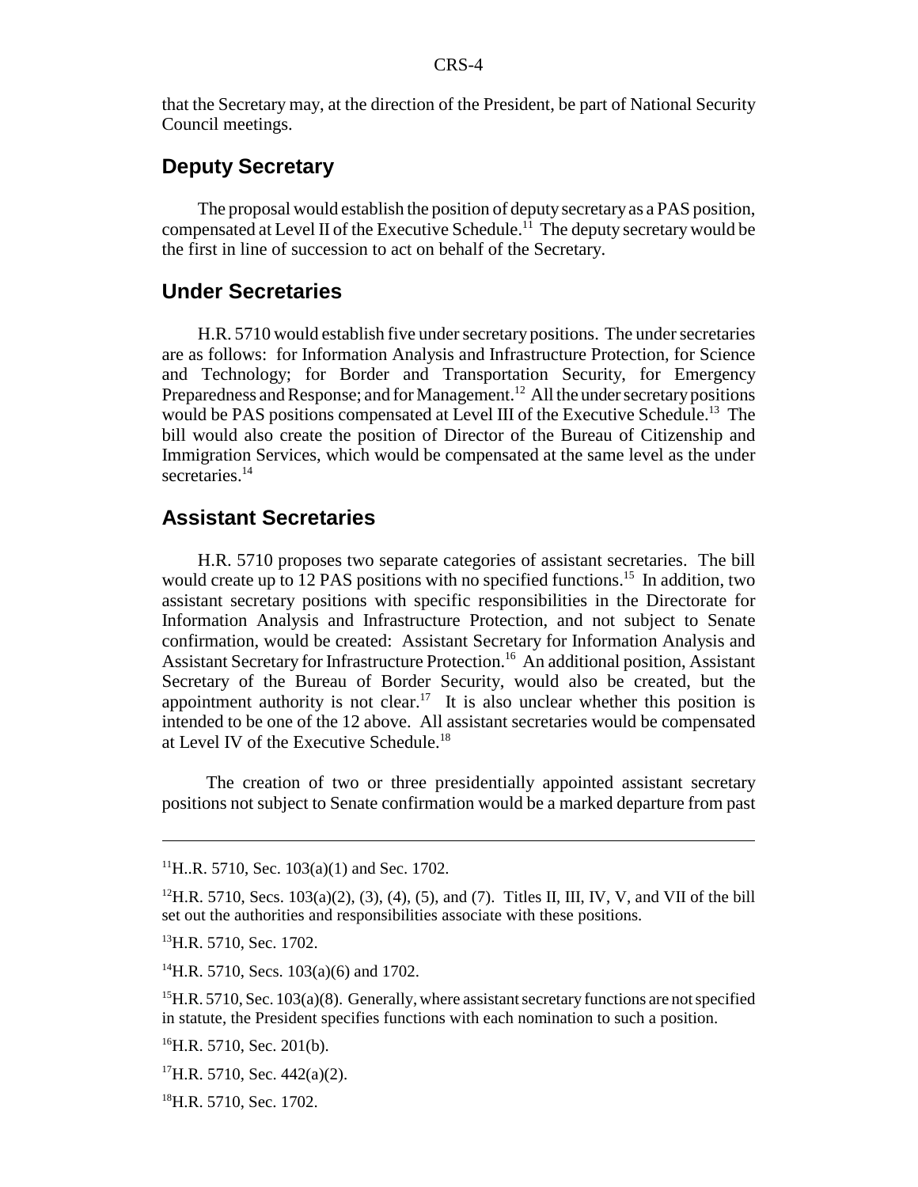that the Secretary may, at the direction of the President, be part of National Security Council meetings.

## Deputy Secretary

The proposal would establish the position of deputy secretary as a PAS position, compensated at Level II of the Executive Schedule.[11] The deputy secretary would be the first in line of succession to act on behalf of the Secretary.

## Under Secretaries

H.R. 5710 would establish five under secretary positions. The under secretaries are as follows: for Information Analysis and Infrastructure Protection, for Science and Technology; for Border and Transportation Security, for Emergency Preparedness and Response; and for Management.[12] All the under secretary positions would be PAS positions compensated at Level III of the Executive Schedule.[13] The bill would also create the position of Director of the Bureau of Citizenship and Immigration Services, which would be compensated at the same level as the under secretaries.[14]

## Assistant Secretaries

H.R. 5710 proposes two separate categories of assistant secretaries. The bill would create up to 12 PAS positions with no specified functions.[15] In addition, two assistant secretary positions with specific responsibilities in the Directorate for Information Analysis and Infrastructure Protection, and not subject to Senate confirmation, would be created: Assistant Secretary for Information Analysis and Assistant Secretary for Infrastructure Protection.[16] An additional position, Assistant Secretary of the Bureau of Border Security, would also be created, but the appointment authority is not clear.[17] It is also unclear whether this position is intended to be one of the 12 above. All assistant secretaries would be compensated at Level IV of the Executive Schedule.[18]

The creation of two or three presidentially appointed assistant secretary positions not subject to Senate confirmation would be a marked departure from past

---

[11] H..R. 5710, Sec. 103(a)(1) and Sec. 1702.

[12] H.R. 5710, Secs. 103(a)(2), (3), (4), (5), and (7). Titles II, III, IV, V, and VII of the bill set out the authorities and responsibilities associate with these positions.

[13] H.R. 5710, Sec. 1702.

[14] H.R. 5710, Secs. 103(a)(6) and 1702.

[15] H.R. 5710, Sec. 103(a)(8). Generally, where assistant secretary functions are not specified in statute, the President specifies functions with each nomination to such a position.

[16] H.R. 5710, Sec. 201(b).

[17] H.R. 5710, Sec. 442(a)(2).

[18] H.R. 5710, Sec. 1702.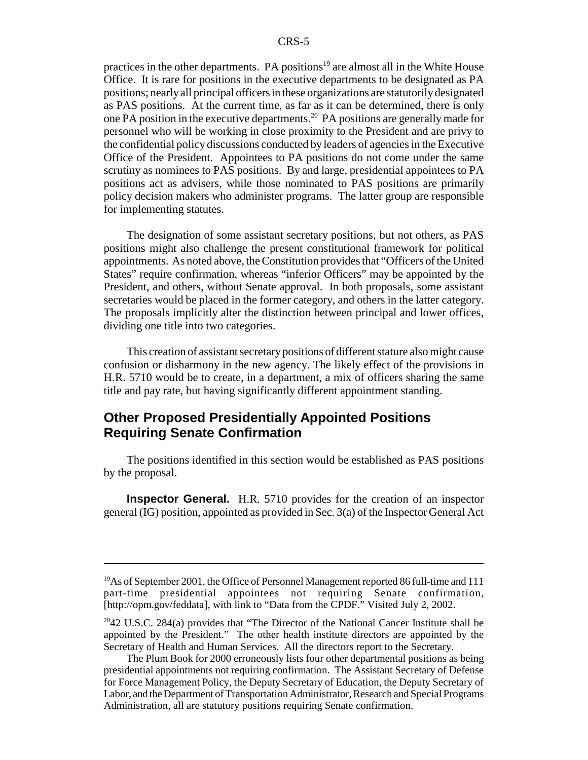practices in the other departments. PA positions[19] are almost all in the White House Office. It is rare for positions in the executive departments to be designated as PA positions; nearly all principal officers in these organizations are statutorily designated as PAS positions. At the current time, as far as it can be determined, there is only one PA position in the executive departments.[20] PA positions are generally made for personnel who will be working in close proximity to the President and are privy to the confidential policy discussions conducted by leaders of agencies in the Executive Office of the President. Appointees to PA positions do not come under the same scrutiny as nominees to PAS positions. By and large, presidential appointees to PA positions act as advisers, while those nominated to PAS positions are primarily policy decision makers who administer programs. The latter group are responsible for implementing statutes.

The designation of some assistant secretary positions, but not others, as PAS positions might also challenge the present constitutional framework for political appointments. As noted above, the Constitution provides that "Officers of the United States" require confirmation, whereas "inferior Officers" may be appointed by the President, and others, without Senate approval. In both proposals, some assistant secretaries would be placed in the former category, and others in the latter category. The proposals implicitly alter the distinction between principal and lower offices, dividing one title into two categories.

This creation of assistant secretary positions of different stature also might cause confusion or disharmony in the new agency. The likely effect of the provisions in H.R. 5710 would be to create, in a department, a mix of officers sharing the same title and pay rate, but having significantly different appointment standing.

## Other Proposed Presidentially Appointed Positions Requiring Senate Confirmation

The positions identified in this section would be established as PAS positions by the proposal.

**Inspector General.** H.R. 5710 provides for the creation of an inspector general (IG) position, appointed as provided in Sec. 3(a) of the Inspector General Act

---

[19] As of September 2001, the Office of Personnel Management reported 86 full-time and 111 part-time presidential appointees not requiring Senate confirmation, [http://opm.gov/feddata], with link to "Data from the CPDF." Visited July 2, 2002.

[20] 42 U.S.C. 284(a) provides that "The Director of the National Cancer Institute shall be appointed by the President." The other health institute directors are appointed by the Secretary of Health and Human Services. All the directors report to the Secretary.

The Plum Book for 2000 erroneously lists four other departmental positions as being presidential appointments not requiring confirmation. The Assistant Secretary of Defense for Force Management Policy, the Deputy Secretary of Education, the Deputy Secretary of Labor, and the Department of Transportation Administrator, Research and Special Programs Administration, all are statutory positions requiring Senate confirmation.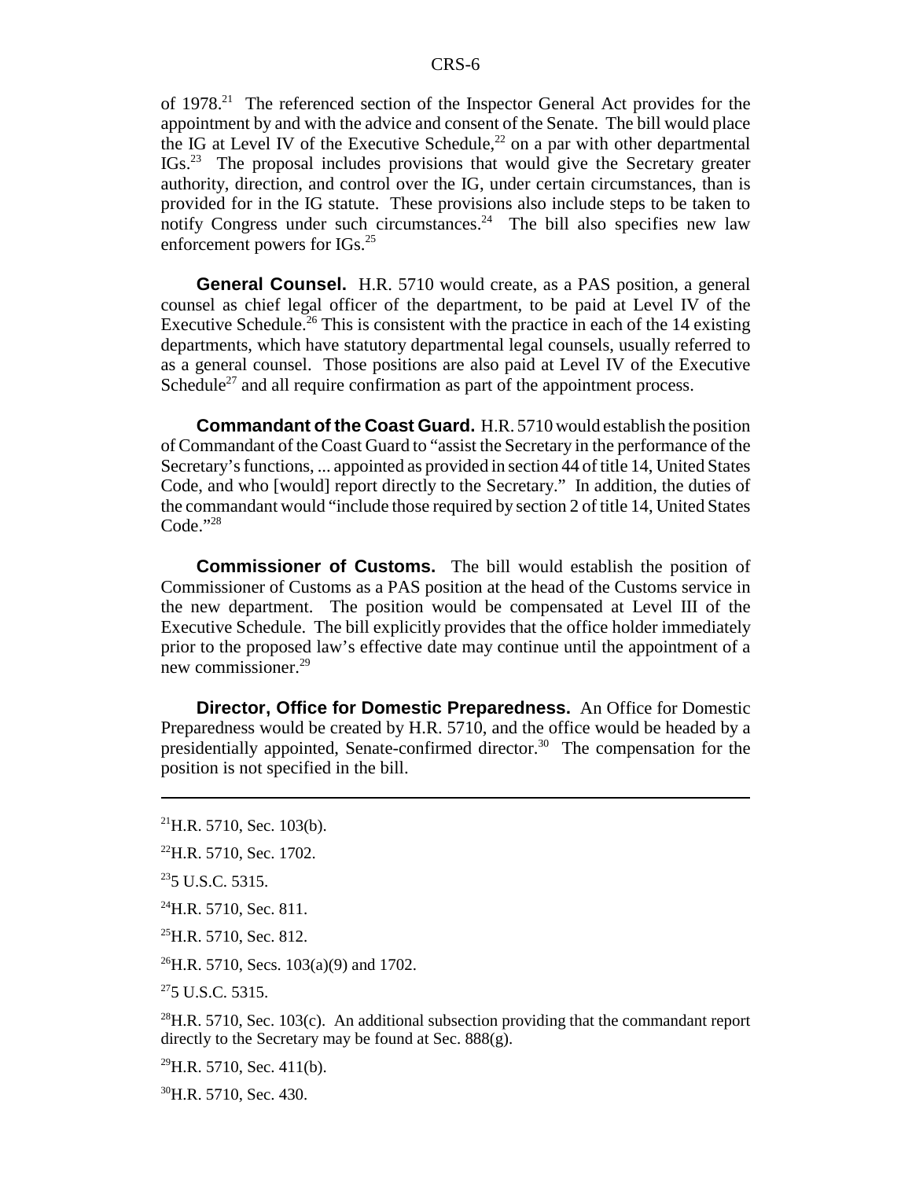of 1978.[21] The referenced section of the Inspector General Act provides for the appointment by and with the advice and consent of the Senate. The bill would place the IG at Level IV of the Executive Schedule,[22] on a par with other departmental IGs.[23] The proposal includes provisions that would give the Secretary greater authority, direction, and control over the IG, under certain circumstances, than is provided for in the IG statute. These provisions also include steps to be taken to notify Congress under such circumstances.[24] The bill also specifies new law enforcement powers for IGs.[25]

**General Counsel.** H.R. 5710 would create, as a PAS position, a general counsel as chief legal officer of the department, to be paid at Level IV of the Executive Schedule.[26] This is consistent with the practice in each of the 14 existing departments, which have statutory departmental legal counsels, usually referred to as a general counsel. Those positions are also paid at Level IV of the Executive Schedule[27] and all require confirmation as part of the appointment process.

**Commandant of the Coast Guard.** H.R. 5710 would establish the position of Commandant of the Coast Guard to "assist the Secretary in the performance of the Secretary's functions, ... appointed as provided in section 44 of title 14, United States Code, and who [would] report directly to the Secretary." In addition, the duties of the commandant would "include those required by section 2 of title 14, United States Code."[28]

**Commissioner of Customs.** The bill would establish the position of Commissioner of Customs as a PAS position at the head of the Customs service in the new department. The position would be compensated at Level III of the Executive Schedule. The bill explicitly provides that the office holder immediately prior to the proposed law's effective date may continue until the appointment of a new commissioner.[29]

**Director, Office for Domestic Preparedness.** An Office for Domestic Preparedness would be created by H.R. 5710, and the office would be headed by a presidentially appointed, Senate-confirmed director.[30] The compensation for the position is not specified in the bill.

---

[21] H.R. 5710, Sec. 103(b).

[22] H.R. 5710, Sec. 1702.

[23] 5 U.S.C. 5315.

[24] H.R. 5710, Sec. 811.

[25] H.R. 5710, Sec. 812.

[26] H.R. 5710, Secs. 103(a)(9) and 1702.

[27] 5 U.S.C. 5315.

[28] H.R. 5710, Sec. 103(c). An additional subsection providing that the commandant report directly to the Secretary may be found at Sec. 888(g).

[29] H.R. 5710, Sec. 411(b).

[30] H.R. 5710, Sec. 430.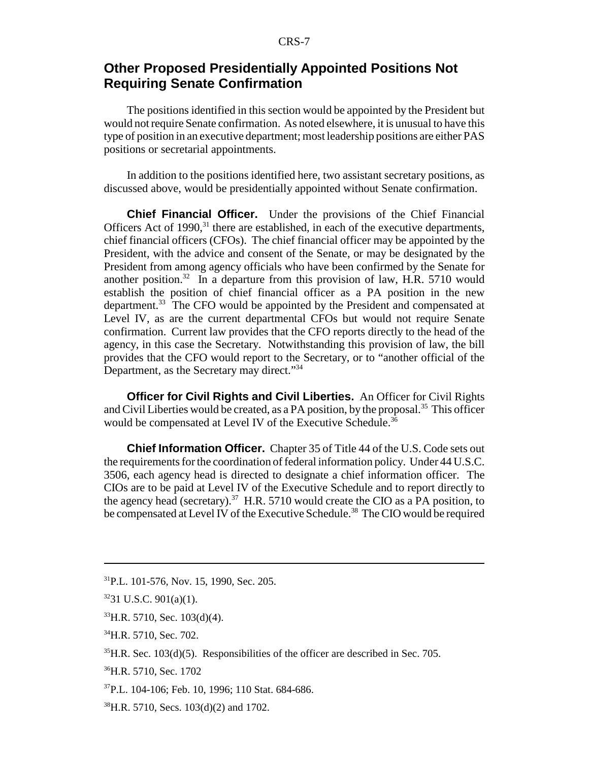## Other Proposed Presidentially Appointed Positions Not Requiring Senate Confirmation

The positions identified in this section would be appointed by the President but would not require Senate confirmation. As noted elsewhere, it is unusual to have this type of position in an executive department; most leadership positions are either PAS positions or secretarial appointments.

In addition to the positions identified here, two assistant secretary positions, as discussed above, would be presidentially appointed without Senate confirmation.

**Chief Financial Officer.** Under the provisions of the Chief Financial Officers Act of 1990,[31] there are established, in each of the executive departments, chief financial officers (CFOs). The chief financial officer may be appointed by the President, with the advice and consent of the Senate, or may be designated by the President from among agency officials who have been confirmed by the Senate for another position.[32] In a departure from this provision of law, H.R. 5710 would establish the position of chief financial officer as a PA position in the new department.[33] The CFO would be appointed by the President and compensated at Level IV, as are the current departmental CFOs but would not require Senate confirmation. Current law provides that the CFO reports directly to the head of the agency, in this case the Secretary. Notwithstanding this provision of law, the bill provides that the CFO would report to the Secretary, or to "another official of the Department, as the Secretary may direct."[34]

**Officer for Civil Rights and Civil Liberties.** An Officer for Civil Rights and Civil Liberties would be created, as a PA position, by the proposal.[35] This officer would be compensated at Level IV of the Executive Schedule.[36]

**Chief Information Officer.** Chapter 35 of Title 44 of the U.S. Code sets out the requirements for the coordination of federal information policy. Under 44 U.S.C. 3506, each agency head is directed to designate a chief information officer. The CIOs are to be paid at Level IV of the Executive Schedule and to report directly to the agency head (secretary).[37] H.R. 5710 would create the CIO as a PA position, to be compensated at Level IV of the Executive Schedule.[38] The CIO would be required

---

[31] P.L. 101-576, Nov. 15, 1990, Sec. 205.

[32] 31 U.S.C. 901(a)(1).

[33] H.R. 5710, Sec. 103(d)(4).

[34] H.R. 5710, Sec. 702.

[35] H.R. Sec. 103(d)(5). Responsibilities of the officer are described in Sec. 705.

[36] H.R. 5710, Sec. 1702

[37] P.L. 104-106; Feb. 10, 1996; 110 Stat. 684-686.

[38] H.R. 5710, Secs. 103(d)(2) and 1702.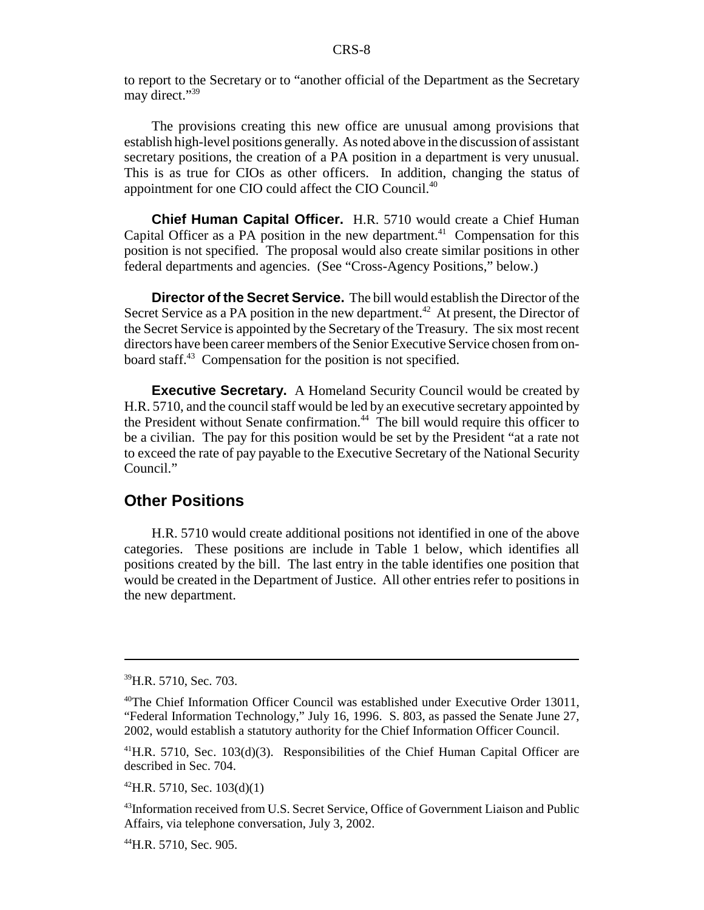to report to the Secretary or to "another official of the Department as the Secretary may direct."[39]

The provisions creating this new office are unusual among provisions that establish high-level positions generally. As noted above in the discussion of assistant secretary positions, the creation of a PA position in a department is very unusual. This is as true for CIOs as other officers. In addition, changing the status of appointment for one CIO could affect the CIO Council.[40]

**Chief Human Capital Officer.** H.R. 5710 would create a Chief Human Capital Officer as a PA position in the new department.[41] Compensation for this position is not specified. The proposal would also create similar positions in other federal departments and agencies. (See "Cross-Agency Positions," below.)

**Director of the Secret Service.** The bill would establish the Director of the Secret Service as a PA position in the new department.[42] At present, the Director of the Secret Service is appointed by the Secretary of the Treasury. The six most recent directors have been career members of the Senior Executive Service chosen from on-board staff.[43] Compensation for the position is not specified.

**Executive Secretary.** A Homeland Security Council would be created by H.R. 5710, and the council staff would be led by an executive secretary appointed by the President without Senate confirmation.[44] The bill would require this officer to be a civilian. The pay for this position would be set by the President "at a rate not to exceed the rate of pay payable to the Executive Secretary of the National Security Council."

## Other Positions

H.R. 5710 would create additional positions not identified in one of the above categories. These positions are include in Table 1 below, which identifies all positions created by the bill. The last entry in the table identifies one position that would be created in the Department of Justice. All other entries refer to positions in the new department.

---

[39]H.R. 5710, Sec. 703.

[40]The Chief Information Officer Council was established under Executive Order 13011, "Federal Information Technology," July 16, 1996. S. 803, as passed the Senate June 27, 2002, would establish a statutory authority for the Chief Information Officer Council.

[41]H.R. 5710, Sec. 103(d)(3). Responsibilities of the Chief Human Capital Officer are described in Sec. 704.

[42]H.R. 5710, Sec. 103(d)(1)

[43]Information received from U.S. Secret Service, Office of Government Liaison and Public Affairs, via telephone conversation, July 3, 2002.

[44]H.R. 5710, Sec. 905.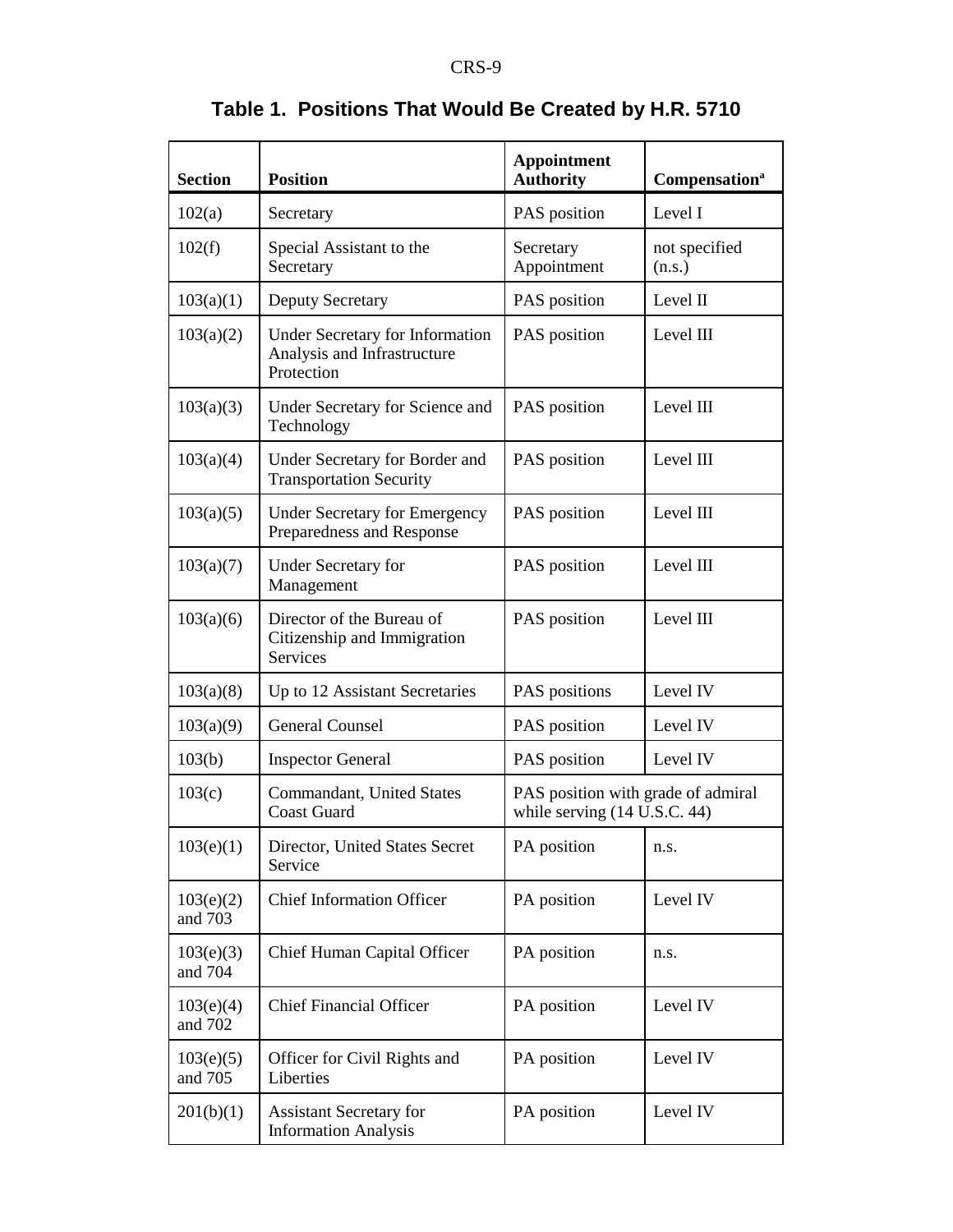**Table 1. Positions That Would Be Created by H.R. 5710**

| Section | Position | Appointment Authority | Compensation[a] |
|---|---|---|---|
| 102(a) | Secretary | PAS position | Level I |
| 102(f) | Special Assistant to the Secretary | Secretary Appointment | not specified (n.s.) |
| 103(a)(1) | Deputy Secretary | PAS position | Level II |
| 103(a)(2) | Under Secretary for Information Analysis and Infrastructure Protection | PAS position | Level III |
| 103(a)(3) | Under Secretary for Science and Technology | PAS position | Level III |
| 103(a)(4) | Under Secretary for Border and Transportation Security | PAS position | Level III |
| 103(a)(5) | Under Secretary for Emergency Preparedness and Response | PAS position | Level III |
| 103(a)(7) | Under Secretary for Management | PAS position | Level III |
| 103(a)(6) | Director of the Bureau of Citizenship and Immigration Services | PAS position | Level III |
| 103(a)(8) | Up to 12 Assistant Secretaries | PAS positions | Level IV |
| 103(a)(9) | General Counsel | PAS position | Level IV |
| 103(b) | Inspector General | PAS position | Level IV |
| 103(c) | Commandant, United States Coast Guard | PAS position with grade of admiral while serving (14 U.S.C. 44) | |
| 103(e)(1) | Director, United States Secret Service | PA position | n.s. |
| 103(e)(2) and 703 | Chief Information Officer | PA position | Level IV |
| 103(e)(3) and 704 | Chief Human Capital Officer | PA position | n.s. |
| 103(e)(4) and 702 | Chief Financial Officer | PA position | Level IV |
| 103(e)(5) and 705 | Officer for Civil Rights and Liberties | PA position | Level IV |
| 201(b)(1) | Assistant Secretary for Information Analysis | PA position | Level IV |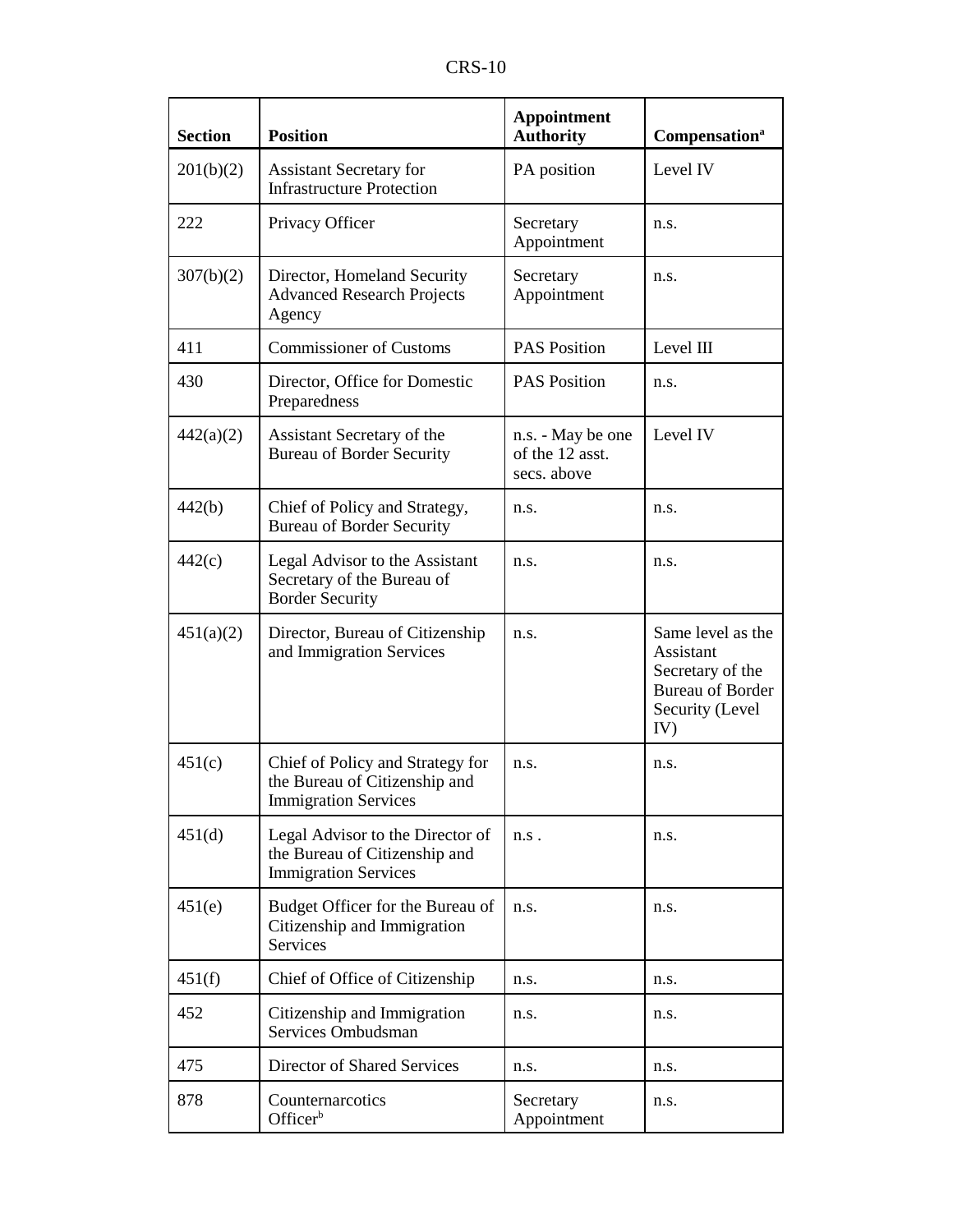| Section | Position | Appointment Authority | Compensation[a] |
|---|---|---|---|
| 201(b)(2) | Assistant Secretary for Infrastructure Protection | PA position | Level IV |
| 222 | Privacy Officer | Secretary Appointment | n.s. |
| 307(b)(2) | Director, Homeland Security Advanced Research Projects Agency | Secretary Appointment | n.s. |
| 411 | Commissioner of Customs | PAS Position | Level III |
| 430 | Director, Office for Domestic Preparedness | PAS Position | n.s. |
| 442(a)(2) | Assistant Secretary of the Bureau of Border Security | n.s. - May be one of the 12 asst. secs. above | Level IV |
| 442(b) | Chief of Policy and Strategy, Bureau of Border Security | n.s. | n.s. |
| 442(c) | Legal Advisor to the Assistant Secretary of the Bureau of Border Security | n.s. | n.s. |
| 451(a)(2) | Director, Bureau of Citizenship and Immigration Services | n.s. | Same level as the Assistant Secretary of the Bureau of Border Security (Level IV) |
| 451(c) | Chief of Policy and Strategy for the Bureau of Citizenship and Immigration Services | n.s. | n.s. |
| 451(d) | Legal Advisor to the Director of the Bureau of Citizenship and Immigration Services | n.s . | n.s. |
| 451(e) | Budget Officer for the Bureau of Citizenship and Immigration Services | n.s. | n.s. |
| 451(f) | Chief of Office of Citizenship | n.s. | n.s. |
| 452 | Citizenship and Immigration Services Ombudsman | n.s. | n.s. |
| 475 | Director of Shared Services | n.s. | n.s. |
| 878 | Counternarcotics Officer[b] | Secretary Appointment | n.s. |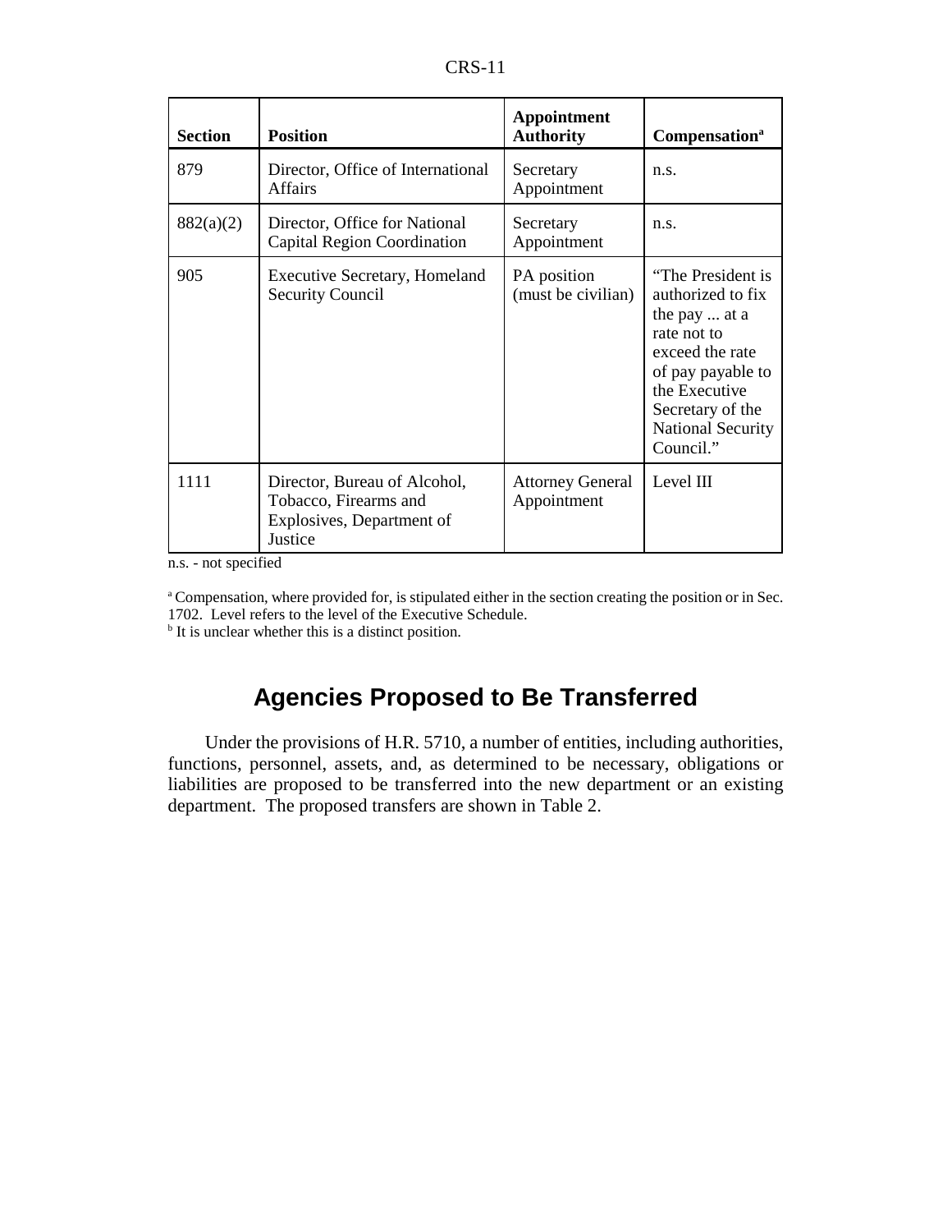| Section | Position | Appointment Authority | Compensation[a] |
| --- | --- | --- | --- |
| 879 | Director, Office of International Affairs | Secretary Appointment | n.s. |
| 882(a)(2) | Director, Office for National Capital Region Coordination | Secretary Appointment | n.s. |
| 905 | Executive Secretary, Homeland Security Council | PA position (must be civilian) | "The President is authorized to fix the pay ... at a rate not to exceed the rate of pay payable to the Executive Secretary of the National Security Council." |
| 1111 | Director, Bureau of Alcohol, Tobacco, Firearms and Explosives, Department of Justice | Attorney General Appointment | Level III |

n.s. - not specified

[a] Compensation, where provided for, is stipulated either in the section creating the position or in Sec. 1702. Level refers to the level of the Executive Schedule.

[b] It is unclear whether this is a distinct position.

## Agencies Proposed to Be Transferred

Under the provisions of H.R. 5710, a number of entities, including authorities, functions, personnel, assets, and, as determined to be necessary, obligations or liabilities are proposed to be transferred into the new department or an existing department. The proposed transfers are shown in Table 2.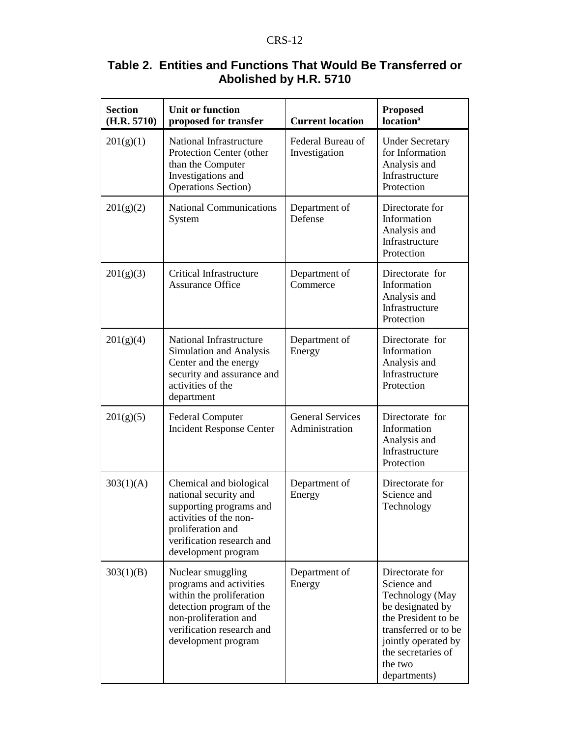**Table 2. Entities and Functions That Would Be Transferred or Abolished by H.R. 5710**

| Section (H.R. 5710) | Unit or function proposed for transfer | Current location | Proposed location[a] |
|---|---|---|---|
| 201(g)(1) | National Infrastructure Protection Center (other than the Computer Investigations and Operations Section) | Federal Bureau of Investigation | Under Secretary for Information Analysis and Infrastructure Protection |
| 201(g)(2) | National Communications System | Department of Defense | Directorate for Information Analysis and Infrastructure Protection |
| 201(g)(3) | Critical Infrastructure Assurance Office | Department of Commerce | Directorate for Information Analysis and Infrastructure Protection |
| 201(g)(4) | National Infrastructure Simulation and Analysis Center and the energy security and assurance and activities of the department | Department of Energy | Directorate for Information Analysis and Infrastructure Protection |
| 201(g)(5) | Federal Computer Incident Response Center | General Services Administration | Directorate for Information Analysis and Infrastructure Protection |
| 303(1)(A) | Chemical and biological national security and supporting programs and activities of the non-proliferation and verification research and development program | Department of Energy | Directorate for Science and Technology |
| 303(1)(B) | Nuclear smuggling programs and activities within the proliferation detection program of the non-proliferation and verification research and development program | Department of Energy | Directorate for Science and Technology (May be designated by the President to be transferred or to be jointly operated by the secretaries of the two departments) |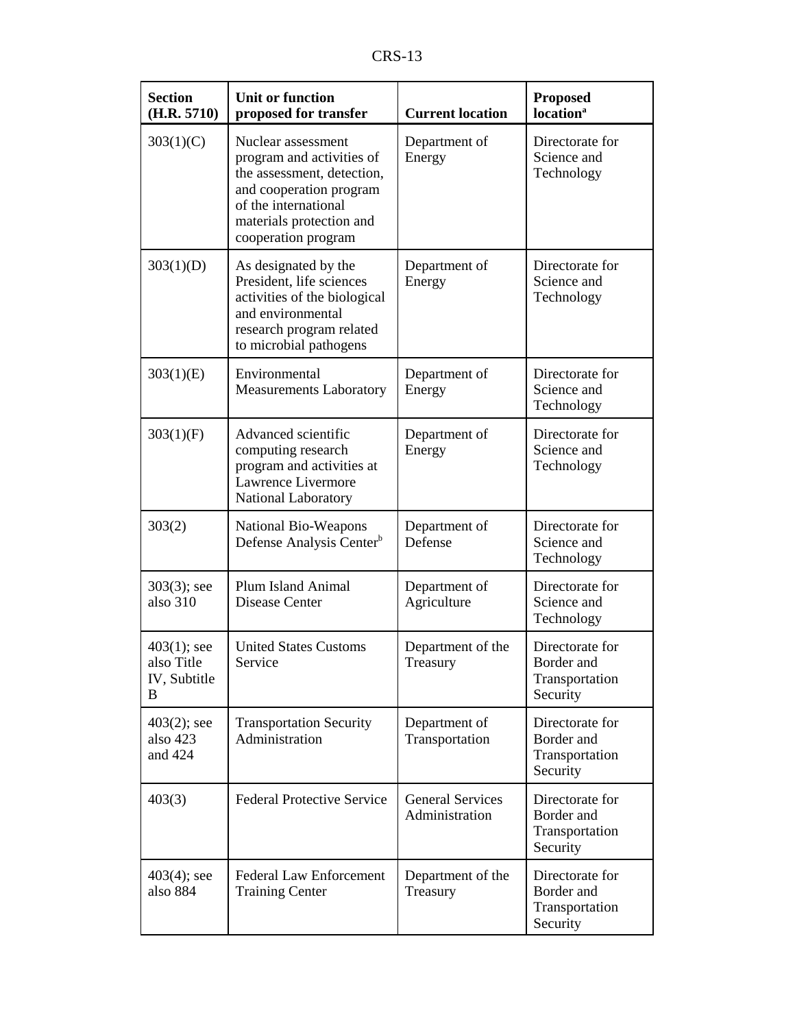| Section (H.R. 5710) | Unit or function proposed for transfer | Current location | Proposed location[a] |
|---|---|---|---|
| 303(1)(C) | Nuclear assessment program and activities of the assessment, detection, and cooperation program of the international materials protection and cooperation program | Department of Energy | Directorate for Science and Technology |
| 303(1)(D) | As designated by the President, life sciences activities of the biological and environmental research program related to microbial pathogens | Department of Energy | Directorate for Science and Technology |
| 303(1)(E) | Environmental Measurements Laboratory | Department of Energy | Directorate for Science and Technology |
| 303(1)(F) | Advanced scientific computing research program and activities at Lawrence Livermore National Laboratory | Department of Energy | Directorate for Science and Technology |
| 303(2) | National Bio-Weapons Defense Analysis Center[b] | Department of Defense | Directorate for Science and Technology |
| 303(3); see also 310 | Plum Island Animal Disease Center | Department of Agriculture | Directorate for Science and Technology |
| 403(1); see also Title IV, Subtitle B | United States Customs Service | Department of the Treasury | Directorate for Border and Transportation Security |
| 403(2); see also 423 and 424 | Transportation Security Administration | Department of Transportation | Directorate for Border and Transportation Security |
| 403(3) | Federal Protective Service | General Services Administration | Directorate for Border and Transportation Security |
| 403(4); see also 884 | Federal Law Enforcement Training Center | Department of the Treasury | Directorate for Border and Transportation Security |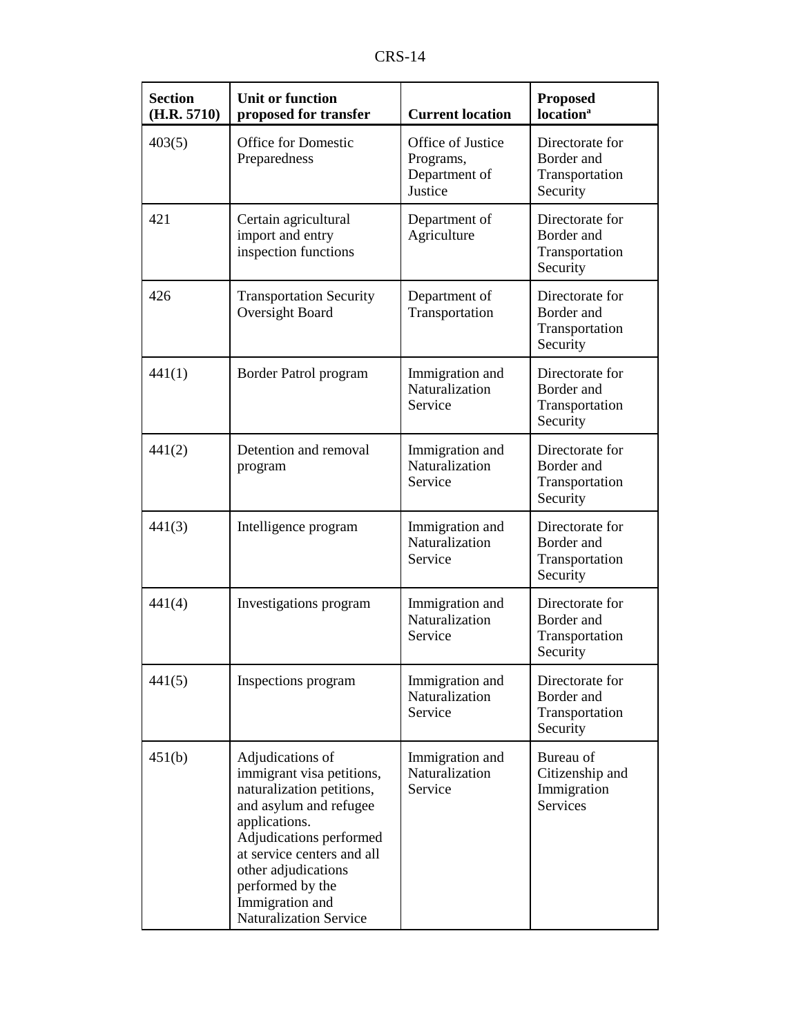| Section (H.R. 5710) | Unit or function proposed for transfer | Current location | Proposed location[a] |
|---|---|---|---|
| 403(5) | Office for Domestic Preparedness | Office of Justice Programs, Department of Justice | Directorate for Border and Transportation Security |
| 421 | Certain agricultural import and entry inspection functions | Department of Agriculture | Directorate for Border and Transportation Security |
| 426 | Transportation Security Oversight Board | Department of Transportation | Directorate for Border and Transportation Security |
| 441(1) | Border Patrol program | Immigration and Naturalization Service | Directorate for Border and Transportation Security |
| 441(2) | Detention and removal program | Immigration and Naturalization Service | Directorate for Border and Transportation Security |
| 441(3) | Intelligence program | Immigration and Naturalization Service | Directorate for Border and Transportation Security |
| 441(4) | Investigations program | Immigration and Naturalization Service | Directorate for Border and Transportation Security |
| 441(5) | Inspections program | Immigration and Naturalization Service | Directorate for Border and Transportation Security |
| 451(b) | Adjudications of immigrant visa petitions, naturalization petitions, and asylum and refugee applications. Adjudications performed at service centers and all other adjudications performed by the Immigration and Naturalization Service | Immigration and Naturalization Service | Bureau of Citizenship and Immigration Services |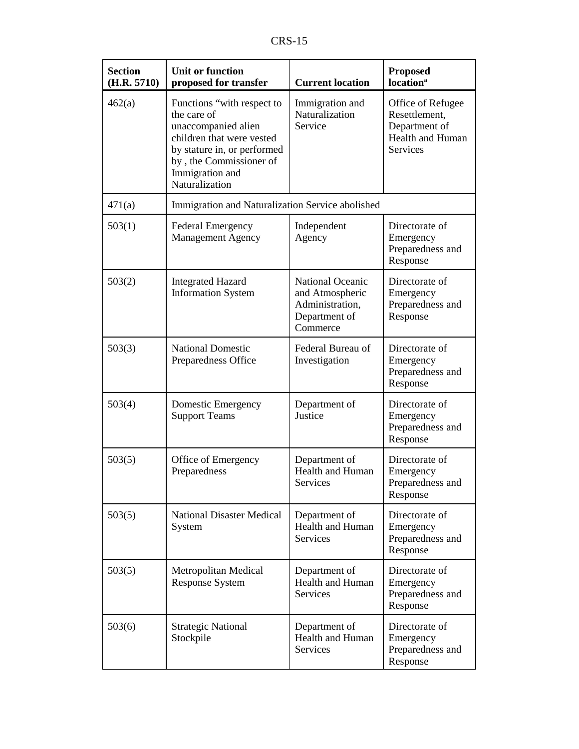| Section (H.R. 5710) | Unit or function proposed for transfer | Current location | Proposed location[a] |
|---|---|---|---|
| 462(a) | Functions "with respect to the care of unaccompanied alien children that were vested by stature in, or performed by , the Commissioner of Immigration and Naturalization | Immigration and Naturalization Service | Office of Refugee Resettlement, Department of Health and Human Services |
| 471(a) | Immigration and Naturalization Service abolished | | |
| 503(1) | Federal Emergency Management Agency | Independent Agency | Directorate of Emergency Preparedness and Response |
| 503(2) | Integrated Hazard Information System | National Oceanic and Atmospheric Administration, Department of Commerce | Directorate of Emergency Preparedness and Response |
| 503(3) | National Domestic Preparedness Office | Federal Bureau of Investigation | Directorate of Emergency Preparedness and Response |
| 503(4) | Domestic Emergency Support Teams | Department of Justice | Directorate of Emergency Preparedness and Response |
| 503(5) | Office of Emergency Preparedness | Department of Health and Human Services | Directorate of Emergency Preparedness and Response |
| 503(5) | National Disaster Medical System | Department of Health and Human Services | Directorate of Emergency Preparedness and Response |
| 503(5) | Metropolitan Medical Response System | Department of Health and Human Services | Directorate of Emergency Preparedness and Response |
| 503(6) | Strategic National Stockpile | Department of Health and Human Services | Directorate of Emergency Preparedness and Response |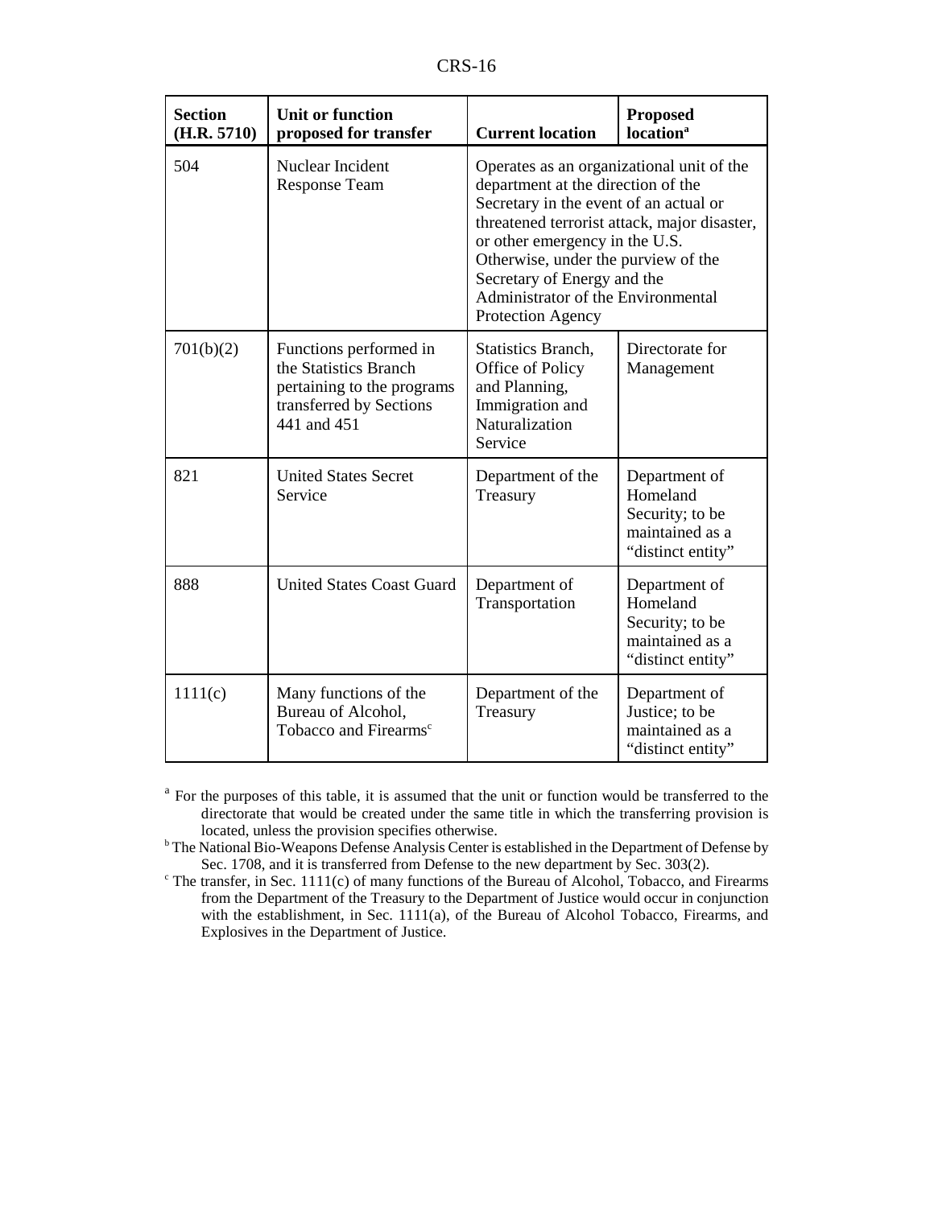| Section (H.R. 5710) | Unit or function proposed for transfer | Current location | Proposed location[a] |
| --- | --- | --- | --- |
| 504 | Nuclear Incident Response Team | Operates as an organizational unit of the department at the direction of the Secretary in the event of an actual or threatened terrorist attack, major disaster, or other emergency in the U.S. Otherwise, under the purview of the Secretary of Energy and the Administrator of the Environmental Protection Agency | |
| 701(b)(2) | Functions performed in the Statistics Branch pertaining to the programs transferred by Sections 441 and 451 | Statistics Branch, Office of Policy and Planning, Immigration and Naturalization Service | Directorate for Management |
| 821 | United States Secret Service | Department of the Treasury | Department of Homeland Security; to be maintained as a "distinct entity" |
| 888 | United States Coast Guard | Department of Transportation | Department of Homeland Security; to be maintained as a "distinct entity" |
| 1111(c) | Many functions of the Bureau of Alcohol, Tobacco and Firearms[c] | Department of the Treasury | Department of Justice; to be maintained as a "distinct entity" |

[a] For the purposes of this table, it is assumed that the unit or function would be transferred to the directorate that would be created under the same title in which the transferring provision is located, unless the provision specifies otherwise.

[b] The National Bio-Weapons Defense Analysis Center is established in the Department of Defense by Sec. 1708, and it is transferred from Defense to the new department by Sec. 303(2).

[c] The transfer, in Sec. 1111(c) of many functions of the Bureau of Alcohol, Tobacco, and Firearms from the Department of the Treasury to the Department of Justice would occur in conjunction with the establishment, in Sec. 1111(a), of the Bureau of Alcohol Tobacco, Firearms, and Explosives in the Department of Justice.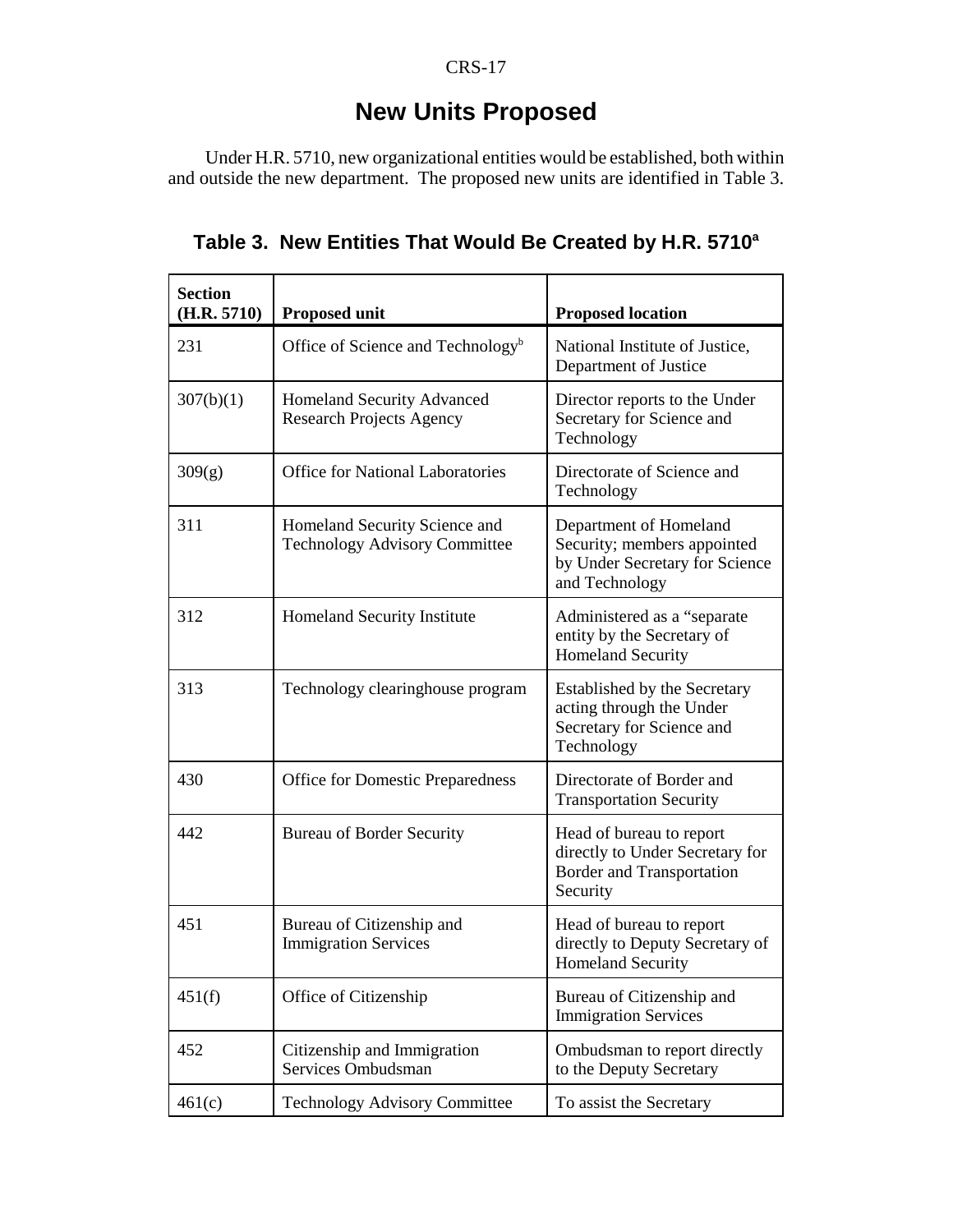# New Units Proposed

Under H.R. 5710, new organizational entities would be established, both within and outside the new department. The proposed new units are identified in Table 3.

**Table 3. New Entities That Would Be Created by H.R. 5710[a]**

| Section (H.R. 5710) | Proposed unit | Proposed location |
|---|---|---|
| 231 | Office of Science and Technology[b] | National Institute of Justice, Department of Justice |
| 307(b)(1) | Homeland Security Advanced Research Projects Agency | Director reports to the Under Secretary for Science and Technology |
| 309(g) | Office for National Laboratories | Directorate of Science and Technology |
| 311 | Homeland Security Science and Technology Advisory Committee | Department of Homeland Security; members appointed by Under Secretary for Science and Technology |
| 312 | Homeland Security Institute | Administered as a "separate entity by the Secretary of Homeland Security |
| 313 | Technology clearinghouse program | Established by the Secretary acting through the Under Secretary for Science and Technology |
| 430 | Office for Domestic Preparedness | Directorate of Border and Transportation Security |
| 442 | Bureau of Border Security | Head of bureau to report directly to Under Secretary for Border and Transportation Security |
| 451 | Bureau of Citizenship and Immigration Services | Head of bureau to report directly to Deputy Secretary of Homeland Security |
| 451(f) | Office of Citizenship | Bureau of Citizenship and Immigration Services |
| 452 | Citizenship and Immigration Services Ombudsman | Ombudsman to report directly to the Deputy Secretary |
| 461(c) | Technology Advisory Committee | To assist the Secretary |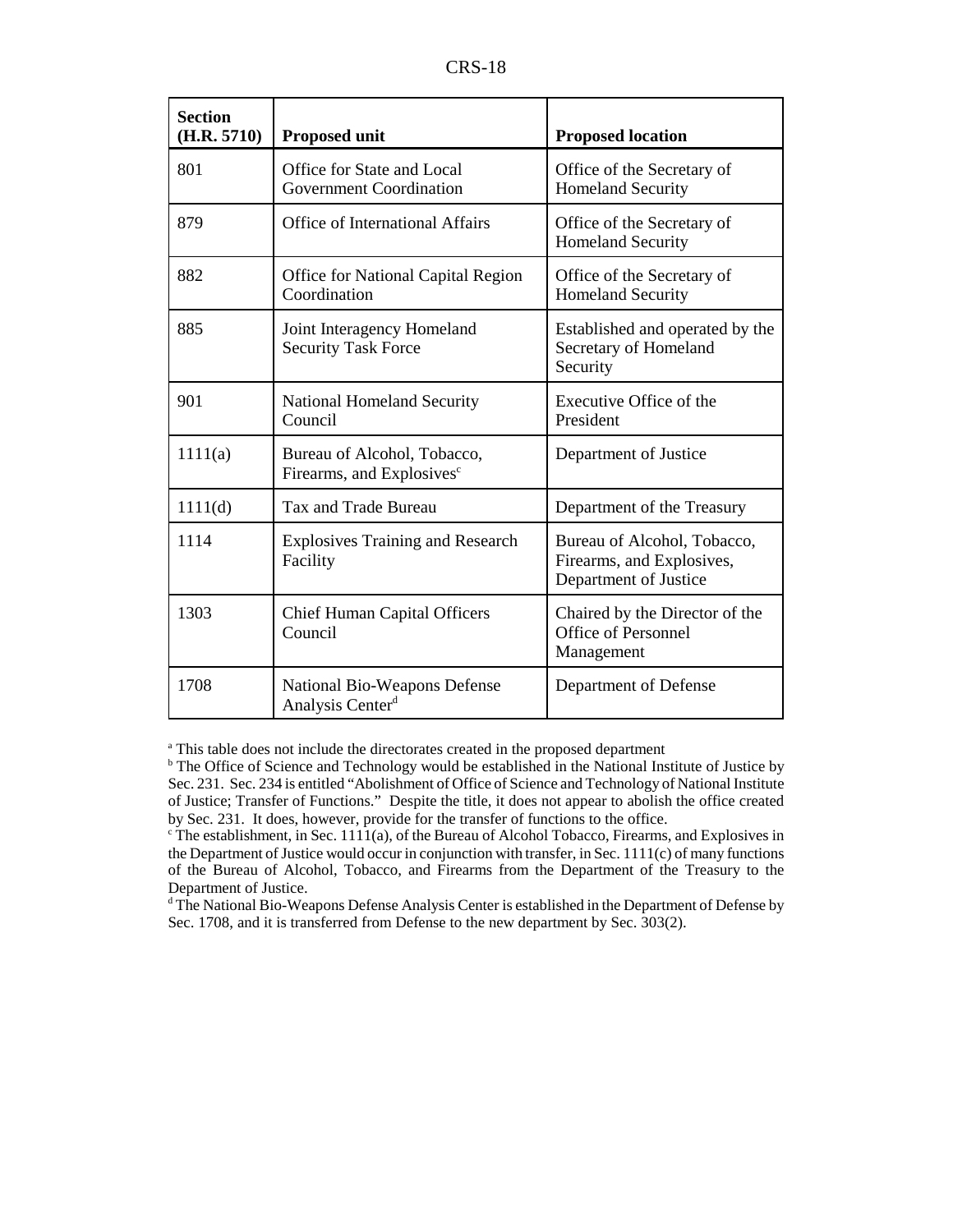| Section (H.R. 5710) | Proposed unit | Proposed location |
|---|---|---|
| 801 | Office for State and Local Government Coordination | Office of the Secretary of Homeland Security |
| 879 | Office of International Affairs | Office of the Secretary of Homeland Security |
| 882 | Office for National Capital Region Coordination | Office of the Secretary of Homeland Security |
| 885 | Joint Interagency Homeland Security Task Force | Established and operated by the Secretary of Homeland Security |
| 901 | National Homeland Security Council | Executive Office of the President |
| 1111(a) | Bureau of Alcohol, Tobacco, Firearms, and Explosives[c] | Department of Justice |
| 1111(d) | Tax and Trade Bureau | Department of the Treasury |
| 1114 | Explosives Training and Research Facility | Bureau of Alcohol, Tobacco, Firearms, and Explosives, Department of Justice |
| 1303 | Chief Human Capital Officers Council | Chaired by the Director of the Office of Personnel Management |
| 1708 | National Bio-Weapons Defense Analysis Center[d] | Department of Defense |

[a] This table does not include the directorates created in the proposed department

[b] The Office of Science and Technology would be established in the National Institute of Justice by Sec. 231. Sec. 234 is entitled "Abolishment of Office of Science and Technology of National Institute of Justice; Transfer of Functions." Despite the title, it does not appear to abolish the office created by Sec. 231. It does, however, provide for the transfer of functions to the office.

[c] The establishment, in Sec. 1111(a), of the Bureau of Alcohol Tobacco, Firearms, and Explosives in the Department of Justice would occur in conjunction with transfer, in Sec. 1111(c) of many functions of the Bureau of Alcohol, Tobacco, and Firearms from the Department of the Treasury to the Department of Justice.

[d] The National Bio-Weapons Defense Analysis Center is established in the Department of Defense by Sec. 1708, and it is transferred from Defense to the new department by Sec. 303(2).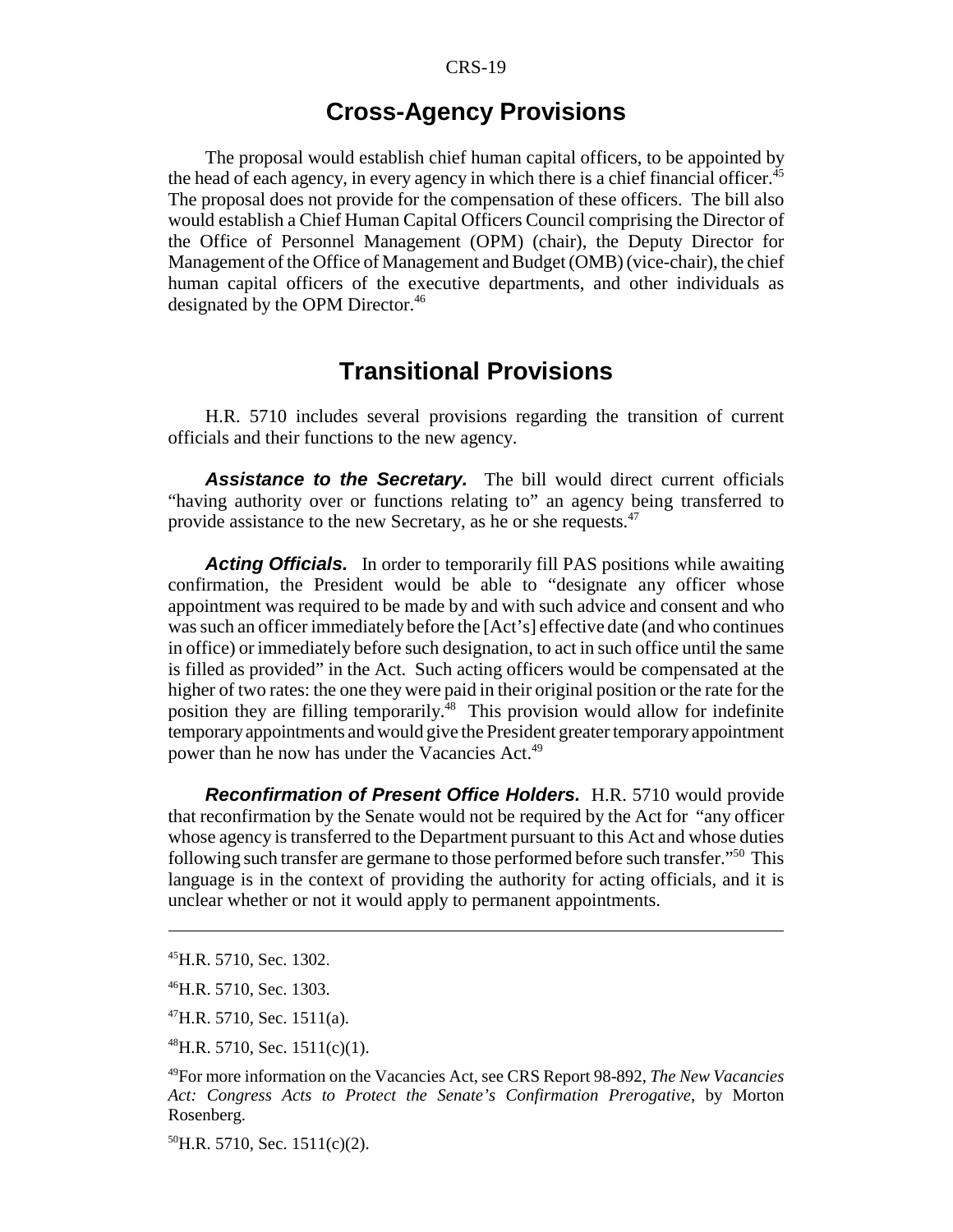## Cross-Agency Provisions

The proposal would establish chief human capital officers, to be appointed by the head of each agency, in every agency in which there is a chief financial officer.[45] The proposal does not provide for the compensation of these officers. The bill also would establish a Chief Human Capital Officers Council comprising the Director of the Office of Personnel Management (OPM) (chair), the Deputy Director for Management of the Office of Management and Budget (OMB) (vice-chair), the chief human capital officers of the executive departments, and other individuals as designated by the OPM Director.[46]

## Transitional Provisions

H.R. 5710 includes several provisions regarding the transition of current officials and their functions to the new agency.

***Assistance to the Secretary.*** The bill would direct current officials "having authority over or functions relating to" an agency being transferred to provide assistance to the new Secretary, as he or she requests.[47]

***Acting Officials.*** In order to temporarily fill PAS positions while awaiting confirmation, the President would be able to "designate any officer whose appointment was required to be made by and with such advice and consent and who was such an officer immediately before the [Act's] effective date (and who continues in office) or immediately before such designation, to act in such office until the same is filled as provided" in the Act. Such acting officers would be compensated at the higher of two rates: the one they were paid in their original position or the rate for the position they are filling temporarily.[48] This provision would allow for indefinite temporary appointments and would give the President greater temporary appointment power than he now has under the Vacancies Act.[49]

***Reconfirmation of Present Office Holders.*** H.R. 5710 would provide that reconfirmation by the Senate would not be required by the Act for "any officer whose agency is transferred to the Department pursuant to this Act and whose duties following such transfer are germane to those performed before such transfer."[50] This language is in the context of providing the authority for acting officials, and it is unclear whether or not it would apply to permanent appointments.

---

[45]H.R. 5710, Sec. 1302.

[46]H.R. 5710, Sec. 1303.

[47]H.R. 5710, Sec. 1511(a).

[48]H.R. 5710, Sec. 1511(c)(1).

[49]For more information on the Vacancies Act, see CRS Report 98-892, *The New Vacancies Act: Congress Acts to Protect the Senate's Confirmation Prerogative*, by Morton Rosenberg.

[50]H.R. 5710, Sec. 1511(c)(2).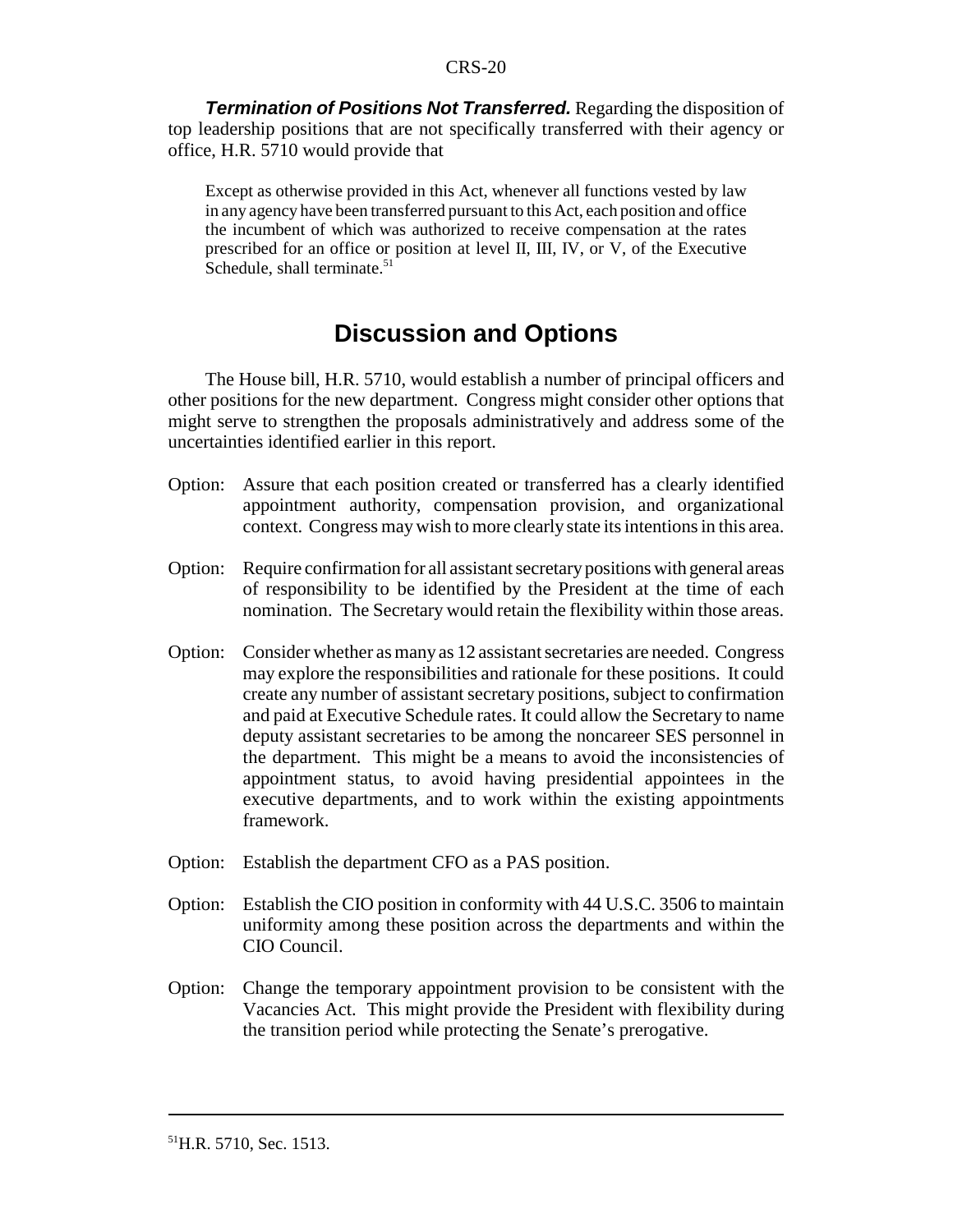***Termination of Positions Not Transferred.*** Regarding the disposition of top leadership positions that are not specifically transferred with their agency or office, H.R. 5710 would provide that

> Except as otherwise provided in this Act, whenever all functions vested by law in any agency have been transferred pursuant to this Act, each position and office the incumbent of which was authorized to receive compensation at the rates prescribed for an office or position at level II, III, IV, or V, of the Executive Schedule, shall terminate.[51]

## Discussion and Options

The House bill, H.R. 5710, would establish a number of principal officers and other positions for the new department. Congress might consider other options that might serve to strengthen the proposals administratively and address some of the uncertainties identified earlier in this report.

Option: Assure that each position created or transferred has a clearly identified appointment authority, compensation provision, and organizational context. Congress may wish to more clearly state its intentions in this area.

Option: Require confirmation for all assistant secretary positions with general areas of responsibility to be identified by the President at the time of each nomination. The Secretary would retain the flexibility within those areas.

Option: Consider whether as many as 12 assistant secretaries are needed. Congress may explore the responsibilities and rationale for these positions. It could create any number of assistant secretary positions, subject to confirmation and paid at Executive Schedule rates. It could allow the Secretary to name deputy assistant secretaries to be among the noncareer SES personnel in the department. This might be a means to avoid the inconsistencies of appointment status, to avoid having presidential appointees in the executive departments, and to work within the existing appointments framework.

Option: Establish the department CFO as a PAS position.

Option: Establish the CIO position in conformity with 44 U.S.C. 3506 to maintain uniformity among these position across the departments and within the CIO Council.

Option: Change the temporary appointment provision to be consistent with the Vacancies Act. This might provide the President with flexibility during the transition period while protecting the Senate's prerogative.

---

[51] H.R. 5710, Sec. 1513.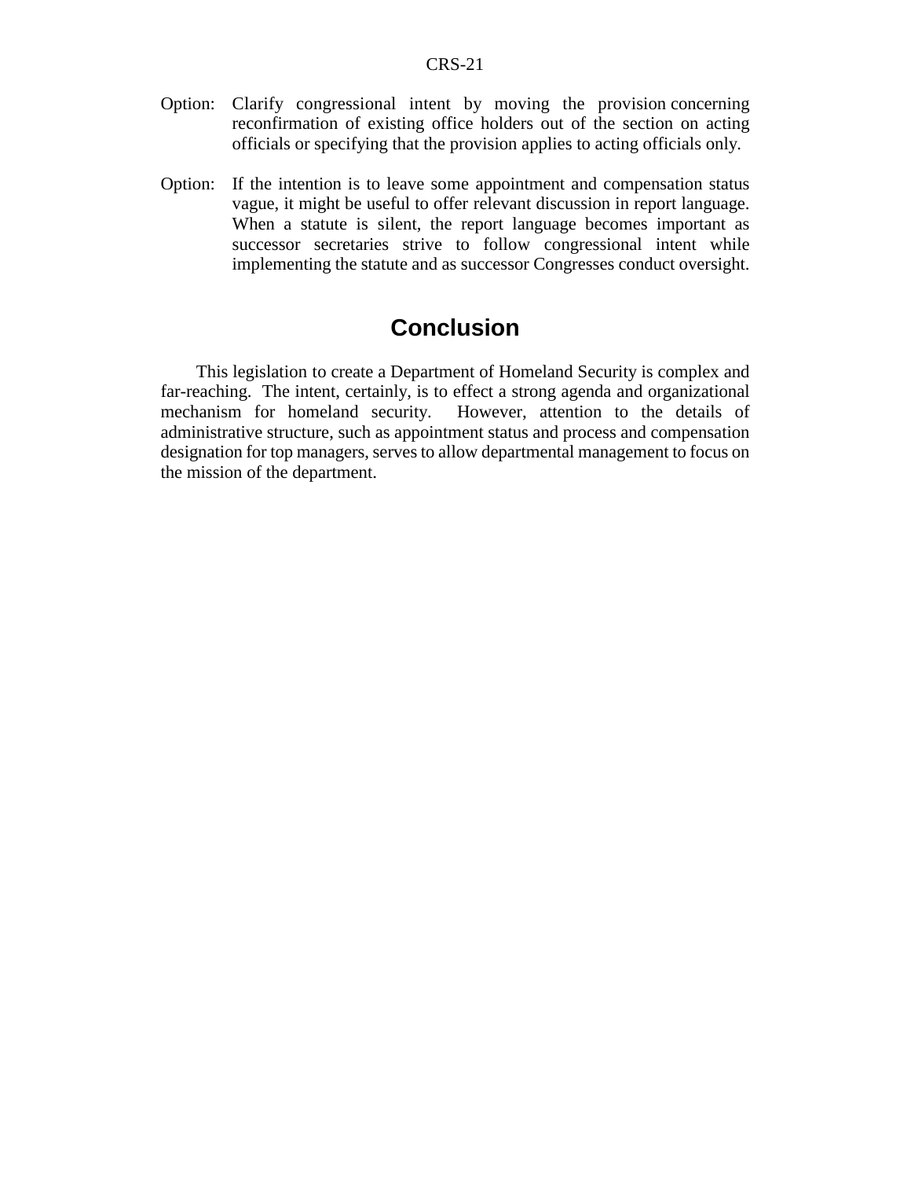Option: Clarify congressional intent by moving the provision concerning reconfirmation of existing office holders out of the section on acting officials or specifying that the provision applies to acting officials only.

Option: If the intention is to leave some appointment and compensation status vague, it might be useful to offer relevant discussion in report language. When a statute is silent, the report language becomes important as successor secretaries strive to follow congressional intent while implementing the statute and as successor Congresses conduct oversight.

## Conclusion

This legislation to create a Department of Homeland Security is complex and far-reaching. The intent, certainly, is to effect a strong agenda and organizational mechanism for homeland security. However, attention to the details of administrative structure, such as appointment status and process and compensation designation for top managers, serves to allow departmental management to focus on the mission of the department.